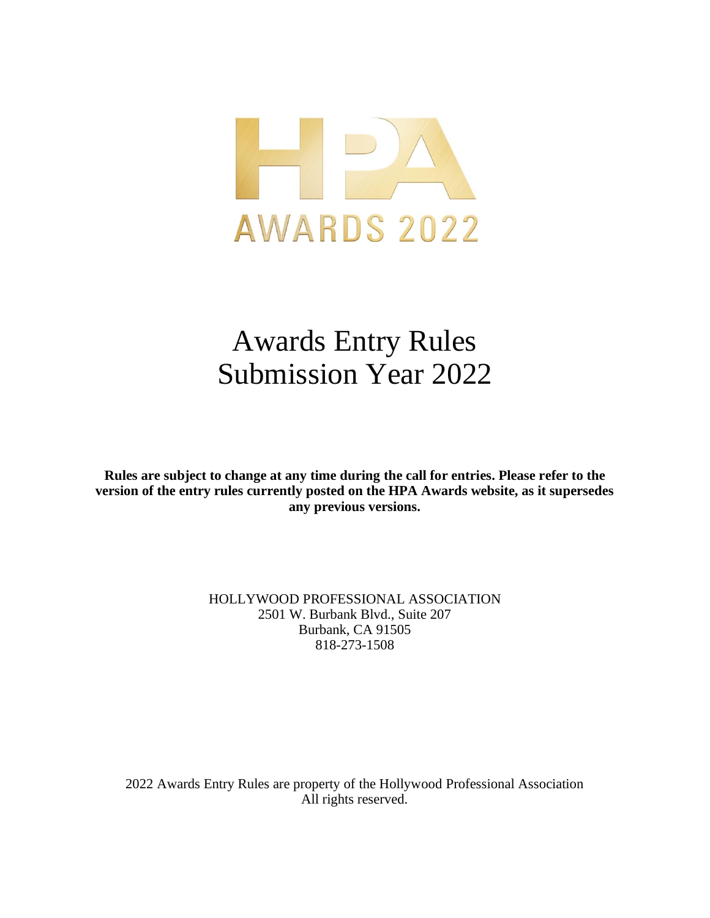HPA

AWARDS 2022

# Awards Entry Rules
# Submission Year 2022

**Rules are subject to change at any time during the call for entries. Please refer to the version of the entry rules currently posted on the HPA Awards website, as it supersedes any previous versions.**

HOLLYWOOD PROFESSIONAL ASSOCIATION
2501 W. Burbank Blvd., Suite 207
Burbank, CA 91505
818-273-1508

2022 Awards Entry Rules are property of the Hollywood Professional Association
All rights reserved.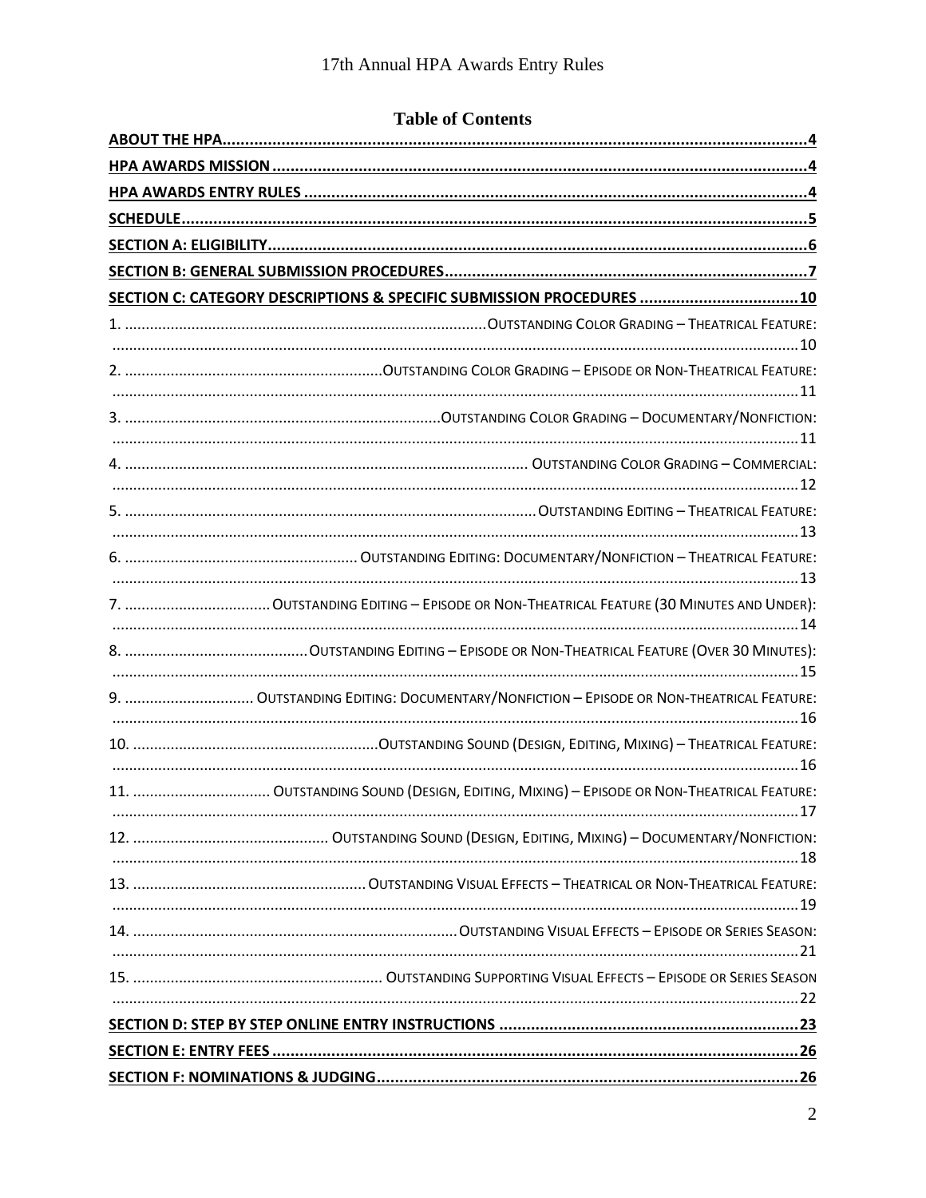# Table of Contents

- ABOUT THE HPA ..... 4
- HPA AWARDS MISSION ..... 4
- HPA AWARDS ENTRY RULES ..... 4
- SCHEDULE ..... 5
- SECTION A: ELIGIBILITY ..... 6
- SECTION B: GENERAL SUBMISSION PROCEDURES ..... 7
- SECTION C: CATEGORY DESCRIPTIONS & SPECIFIC SUBMISSION PROCEDURES ..... 10
  1. OUTSTANDING COLOR GRADING – THEATRICAL FEATURE: ..... 10
  2. OUTSTANDING COLOR GRADING – EPISODE OR NON-THEATRICAL FEATURE: ..... 11
  3. OUTSTANDING COLOR GRADING – DOCUMENTARY/NONFICTION: ..... 11
  4. OUTSTANDING COLOR GRADING – COMMERCIAL: ..... 12
  5. OUTSTANDING EDITING – THEATRICAL FEATURE: ..... 13
  6. OUTSTANDING EDITING: DOCUMENTARY/NONFICTION – THEATRICAL FEATURE: ..... 13
  7. OUTSTANDING EDITING – EPISODE OR NON-THEATRICAL FEATURE (30 MINUTES AND UNDER): ..... 14
  8. OUTSTANDING EDITING – EPISODE OR NON-THEATRICAL FEATURE (OVER 30 MINUTES): ..... 15
  9. OUTSTANDING EDITING: DOCUMENTARY/NONFICTION – EPISODE OR NON-THEATRICAL FEATURE: ..... 16
  10. OUTSTANDING SOUND (DESIGN, EDITING, MIXING) – THEATRICAL FEATURE: ..... 16
  11. OUTSTANDING SOUND (DESIGN, EDITING, MIXING) – EPISODE OR NON-THEATRICAL FEATURE: ..... 17
  12. OUTSTANDING SOUND (DESIGN, EDITING, MIXING) – DOCUMENTARY/NONFICTION: ..... 18
  13. OUTSTANDING VISUAL EFFECTS – THEATRICAL OR NON-THEATRICAL FEATURE: ..... 19
  14. OUTSTANDING VISUAL EFFECTS – EPISODE OR SERIES SEASON: ..... 21
  15. OUTSTANDING SUPPORTING VISUAL EFFECTS – EPISODE OR SERIES SEASON ..... 22
- SECTION D: STEP BY STEP ONLINE ENTRY INSTRUCTIONS ..... 23
- SECTION E: ENTRY FEES ..... 26
- SECTION F: NOMINATIONS & JUDGING ..... 26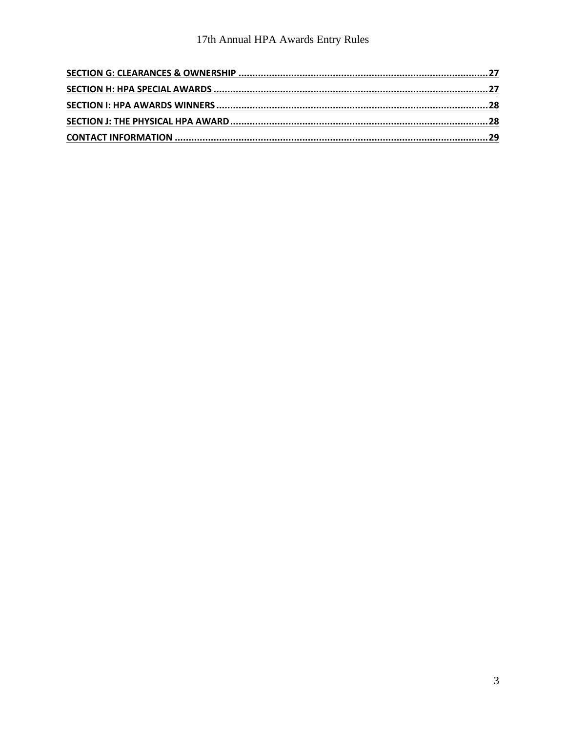[SECTION G: CLEARANCES & OWNERSHIP ........................................................................................ 27](#)
[SECTION H: HPA SPECIAL AWARDS .................................................................................................. 27](#)
[SECTION I: HPA AWARDS WINNERS ................................................................................................. 28](#)
[SECTION J: THE PHYSICAL HPA AWARD ........................................................................................... 28](#)
[CONTACT INFORMATION ............................................................................................................... 29](#)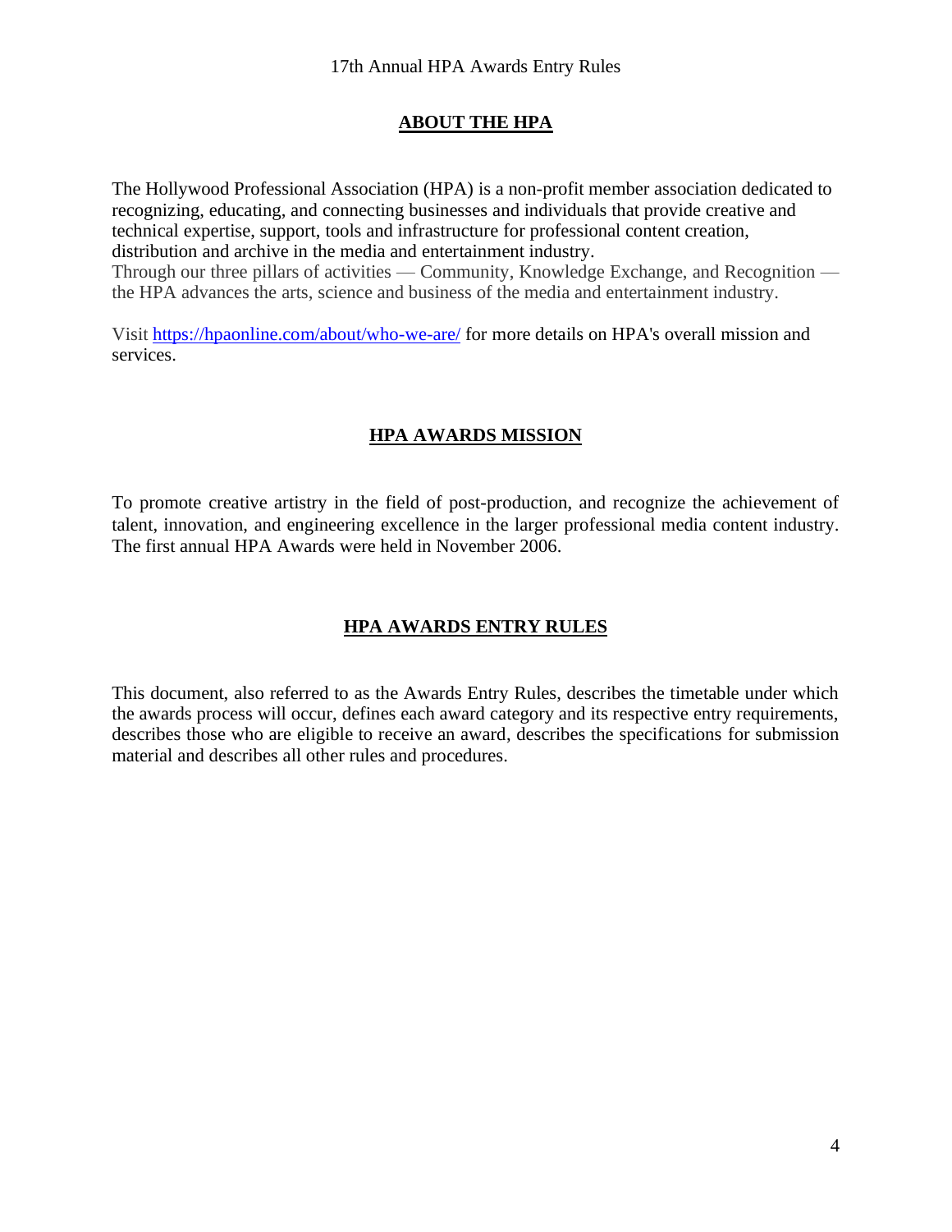## ABOUT THE HPA

The Hollywood Professional Association (HPA) is a non-profit member association dedicated to recognizing, educating, and connecting businesses and individuals that provide creative and technical expertise, support, tools and infrastructure for professional content creation, distribution and archive in the media and entertainment industry.
Through our three pillars of activities — Community, Knowledge Exchange, and Recognition — the HPA advances the arts, science and business of the media and entertainment industry.

Visit https://hpaonline.com/about/who-we-are/ for more details on HPA's overall mission and services.

## HPA AWARDS MISSION

To promote creative artistry in the field of post-production, and recognize the achievement of talent, innovation, and engineering excellence in the larger professional media content industry. The first annual HPA Awards were held in November 2006.

## HPA AWARDS ENTRY RULES

This document, also referred to as the Awards Entry Rules, describes the timetable under which the awards process will occur, defines each award category and its respective entry requirements, describes those who are eligible to receive an award, describes the specifications for submission material and describes all other rules and procedures.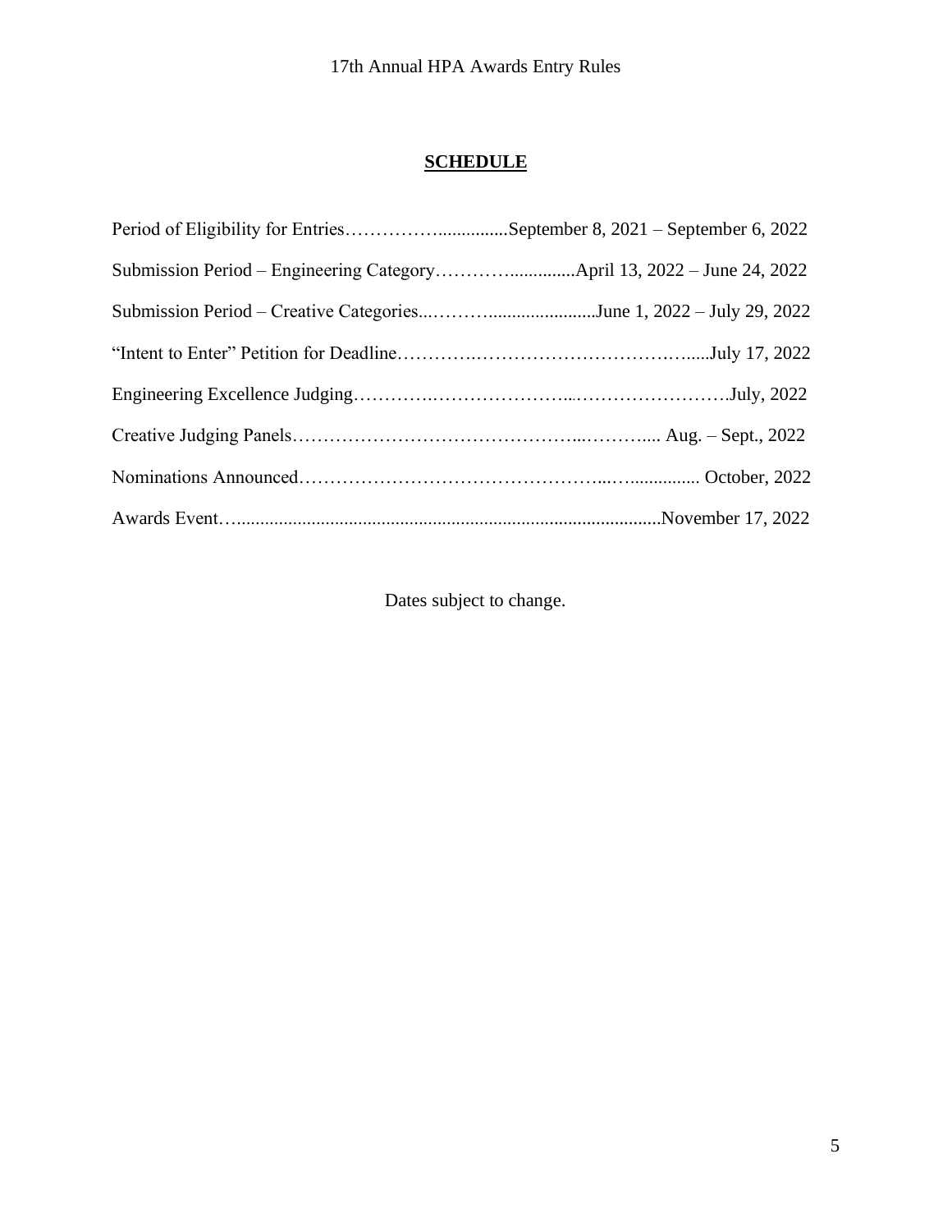## SCHEDULE

| | |
|---|---|
| Period of Eligibility for Entries | September 8, 2021 – September 6, 2022 |
| Submission Period – Engineering Category | April 13, 2022 – June 24, 2022 |
| Submission Period – Creative Categories | June 1, 2022 – July 29, 2022 |
| "Intent to Enter" Petition for Deadline | July 17, 2022 |
| Engineering Excellence Judging | July, 2022 |
| Creative Judging Panels | Aug. – Sept., 2022 |
| Nominations Announced | October, 2022 |
| Awards Event | November 17, 2022 |

Dates subject to change.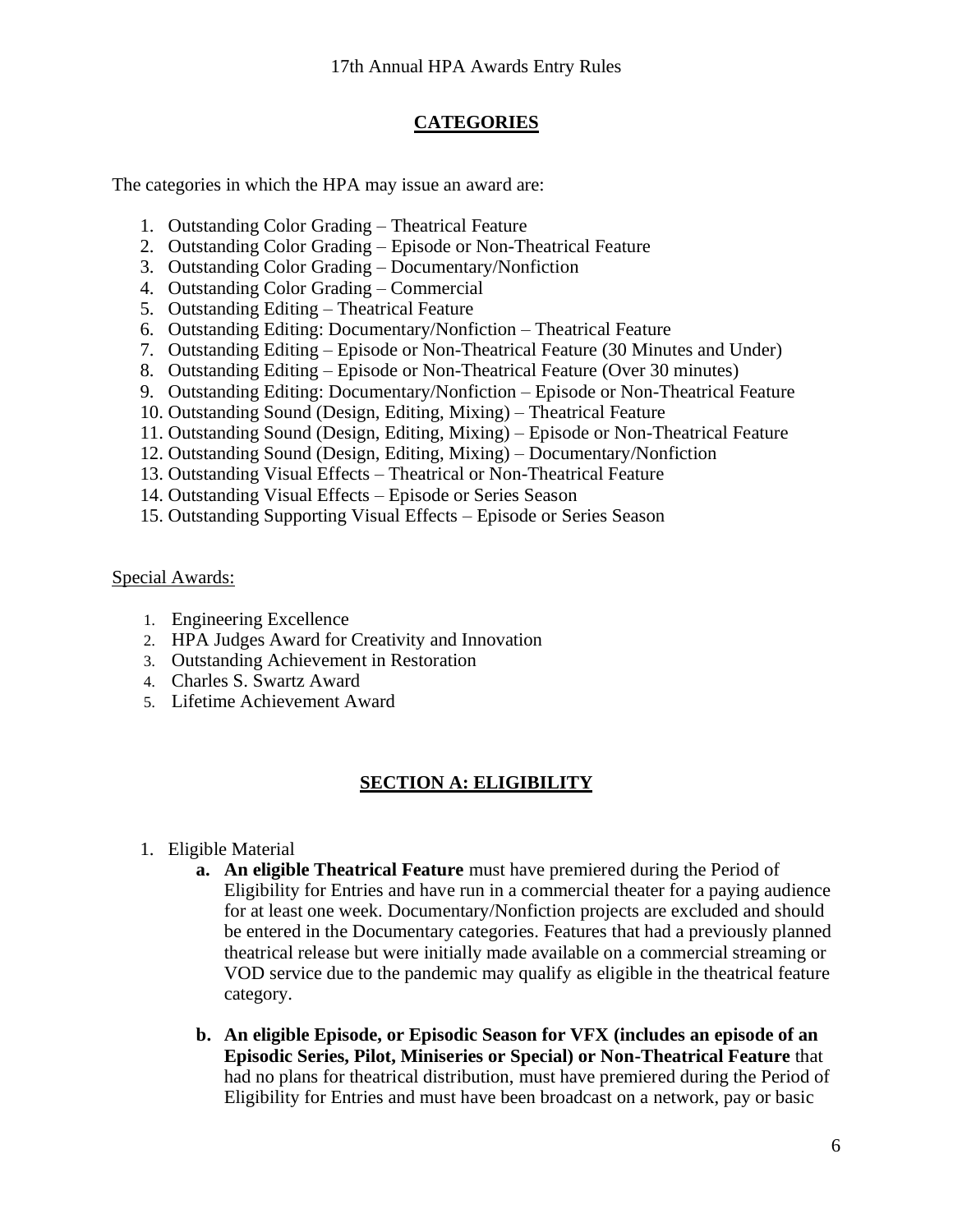## CATEGORIES

The categories in which the HPA may issue an award are:

1. Outstanding Color Grading – Theatrical Feature
2. Outstanding Color Grading – Episode or Non-Theatrical Feature
3. Outstanding Color Grading – Documentary/Nonfiction
4. Outstanding Color Grading – Commercial
5. Outstanding Editing – Theatrical Feature
6. Outstanding Editing: Documentary/Nonfiction – Theatrical Feature
7. Outstanding Editing – Episode or Non-Theatrical Feature (30 Minutes and Under)
8. Outstanding Editing – Episode or Non-Theatrical Feature (Over 30 minutes)
9. Outstanding Editing: Documentary/Nonfiction – Episode or Non-Theatrical Feature
10. Outstanding Sound (Design, Editing, Mixing) – Theatrical Feature
11. Outstanding Sound (Design, Editing, Mixing) – Episode or Non-Theatrical Feature
12. Outstanding Sound (Design, Editing, Mixing) – Documentary/Nonfiction
13. Outstanding Visual Effects – Theatrical or Non-Theatrical Feature
14. Outstanding Visual Effects – Episode or Series Season
15. Outstanding Supporting Visual Effects – Episode or Series Season

Special Awards:

1. Engineering Excellence
2. HPA Judges Award for Creativity and Innovation
3. Outstanding Achievement in Restoration
4. Charles S. Swartz Award
5. Lifetime Achievement Award

## SECTION A: ELIGIBILITY

1. Eligible Material
   a. **An eligible Theatrical Feature** must have premiered during the Period of Eligibility for Entries and have run in a commercial theater for a paying audience for at least one week. Documentary/Nonfiction projects are excluded and should be entered in the Documentary categories. Features that had a previously planned theatrical release but were initially made available on a commercial streaming or VOD service due to the pandemic may qualify as eligible in the theatrical feature category.

   b. **An eligible Episode, or Episodic Season for VFX (includes an episode of an Episodic Series, Pilot, Miniseries or Special) or Non-Theatrical Feature** that had no plans for theatrical distribution, must have premiered during the Period of Eligibility for Entries and must have been broadcast on a network, pay or basic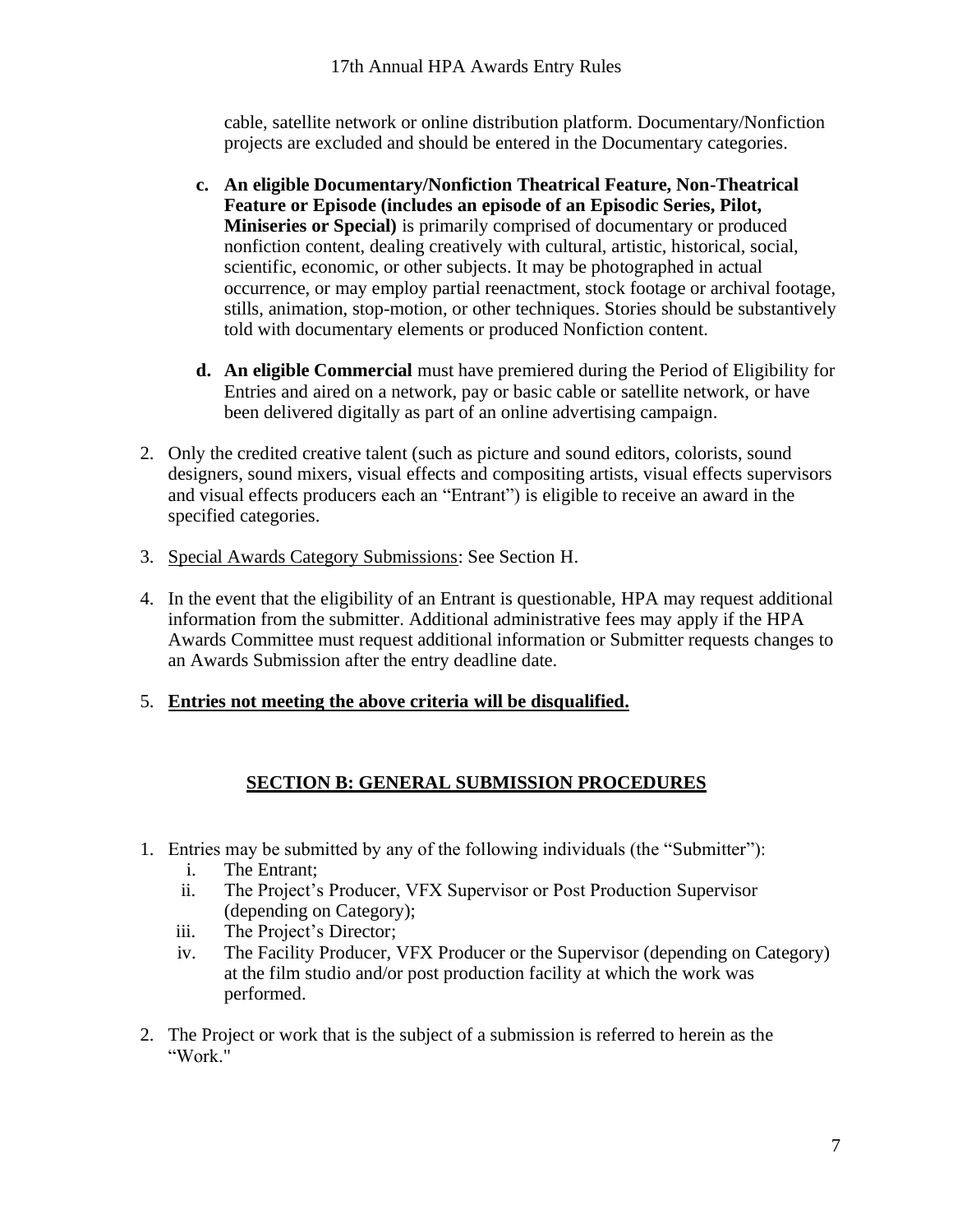cable, satellite network or online distribution platform. Documentary/Nonfiction projects are excluded and should be entered in the Documentary categories.

c. **An eligible Documentary/Nonfiction Theatrical Feature, Non-Theatrical Feature or Episode (includes an episode of an Episodic Series, Pilot, Miniseries or Special)** is primarily comprised of documentary or produced nonfiction content, dealing creatively with cultural, artistic, historical, social, scientific, economic, or other subjects. It may be photographed in actual occurrence, or may employ partial reenactment, stock footage or archival footage, stills, animation, stop-motion, or other techniques. Stories should be substantively told with documentary elements or produced Nonfiction content.

d. **An eligible Commercial** must have premiered during the Period of Eligibility for Entries and aired on a network, pay or basic cable or satellite network, or have been delivered digitally as part of an online advertising campaign.

2. Only the credited creative talent (such as picture and sound editors, colorists, sound designers, sound mixers, visual effects and compositing artists, visual effects supervisors and visual effects producers each an "Entrant") is eligible to receive an award in the specified categories.

3. Special Awards Category Submissions: See Section H.

4. In the event that the eligibility of an Entrant is questionable, HPA may request additional information from the submitter. Additional administrative fees may apply if the HPA Awards Committee must request additional information or Submitter requests changes to an Awards Submission after the entry deadline date.

5. **Entries not meeting the above criteria will be disqualified.**

## SECTION B: GENERAL SUBMISSION PROCEDURES

1. Entries may be submitted by any of the following individuals (the "Submitter"):
   i. The Entrant;
   ii. The Project's Producer, VFX Supervisor or Post Production Supervisor (depending on Category);
   iii. The Project's Director;
   iv. The Facility Producer, VFX Producer or the Supervisor (depending on Category) at the film studio and/or post production facility at which the work was performed.

2. The Project or work that is the subject of a submission is referred to herein as the "Work."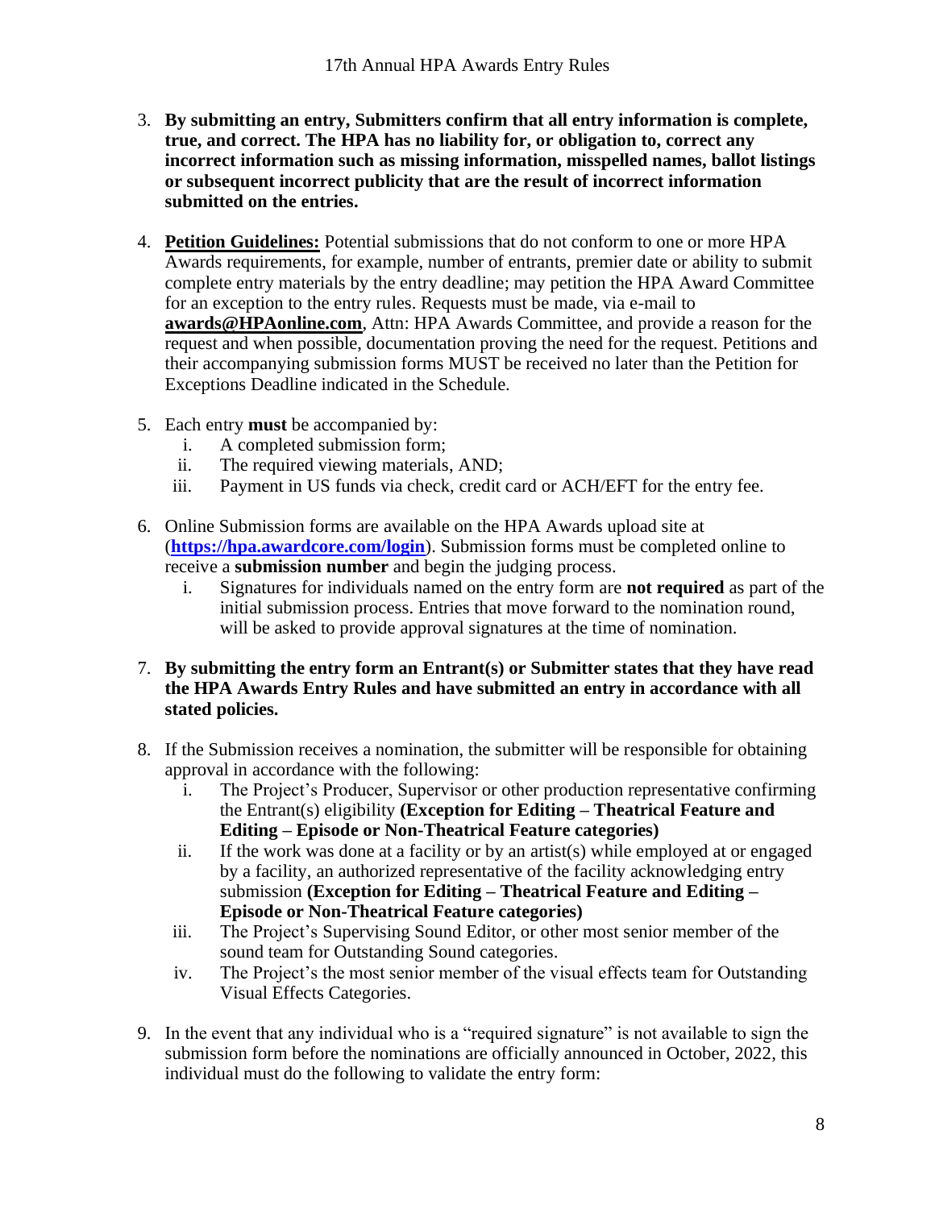3. **By submitting an entry, Submitters confirm that all entry information is complete, true, and correct. The HPA has no liability for, or obligation to, correct any incorrect information such as missing information, misspelled names, ballot listings or subsequent incorrect publicity that are the result of incorrect information submitted on the entries.**

4. **Petition Guidelines:** Potential submissions that do not conform to one or more HPA Awards requirements, for example, number of entrants, premier date or ability to submit complete entry materials by the entry deadline; may petition the HPA Award Committee for an exception to the entry rules. Requests must be made, via e-mail to **awards@HPAonline.com**, Attn: HPA Awards Committee, and provide a reason for the request and when possible, documentation proving the need for the request. Petitions and their accompanying submission forms MUST be received no later than the Petition for Exceptions Deadline indicated in the Schedule.

5. Each entry **must** be accompanied by:
   i. A completed submission form;
   ii. The required viewing materials, AND;
   iii. Payment in US funds via check, credit card or ACH/EFT for the entry fee.

6. Online Submission forms are available on the HPA Awards upload site at (**https://hpa.awardcore.com/login**). Submission forms must be completed online to receive a **submission number** and begin the judging process.
   i. Signatures for individuals named on the entry form are **not required** as part of the initial submission process. Entries that move forward to the nomination round, will be asked to provide approval signatures at the time of nomination.

7. **By submitting the entry form an Entrant(s) or Submitter states that they have read the HPA Awards Entry Rules and have submitted an entry in accordance with all stated policies.**

8. If the Submission receives a nomination, the submitter will be responsible for obtaining approval in accordance with the following:
   i. The Project's Producer, Supervisor or other production representative confirming the Entrant(s) eligibility **(Exception for Editing – Theatrical Feature and Editing – Episode or Non-Theatrical Feature categories)**
   ii. If the work was done at a facility or by an artist(s) while employed at or engaged by a facility, an authorized representative of the facility acknowledging entry submission **(Exception for Editing – Theatrical Feature and Editing – Episode or Non-Theatrical Feature categories)**
   iii. The Project's Supervising Sound Editor, or other most senior member of the sound team for Outstanding Sound categories.
   iv. The Project's the most senior member of the visual effects team for Outstanding Visual Effects Categories.

9. In the event that any individual who is a "required signature" is not available to sign the submission form before the nominations are officially announced in October, 2022, this individual must do the following to validate the entry form: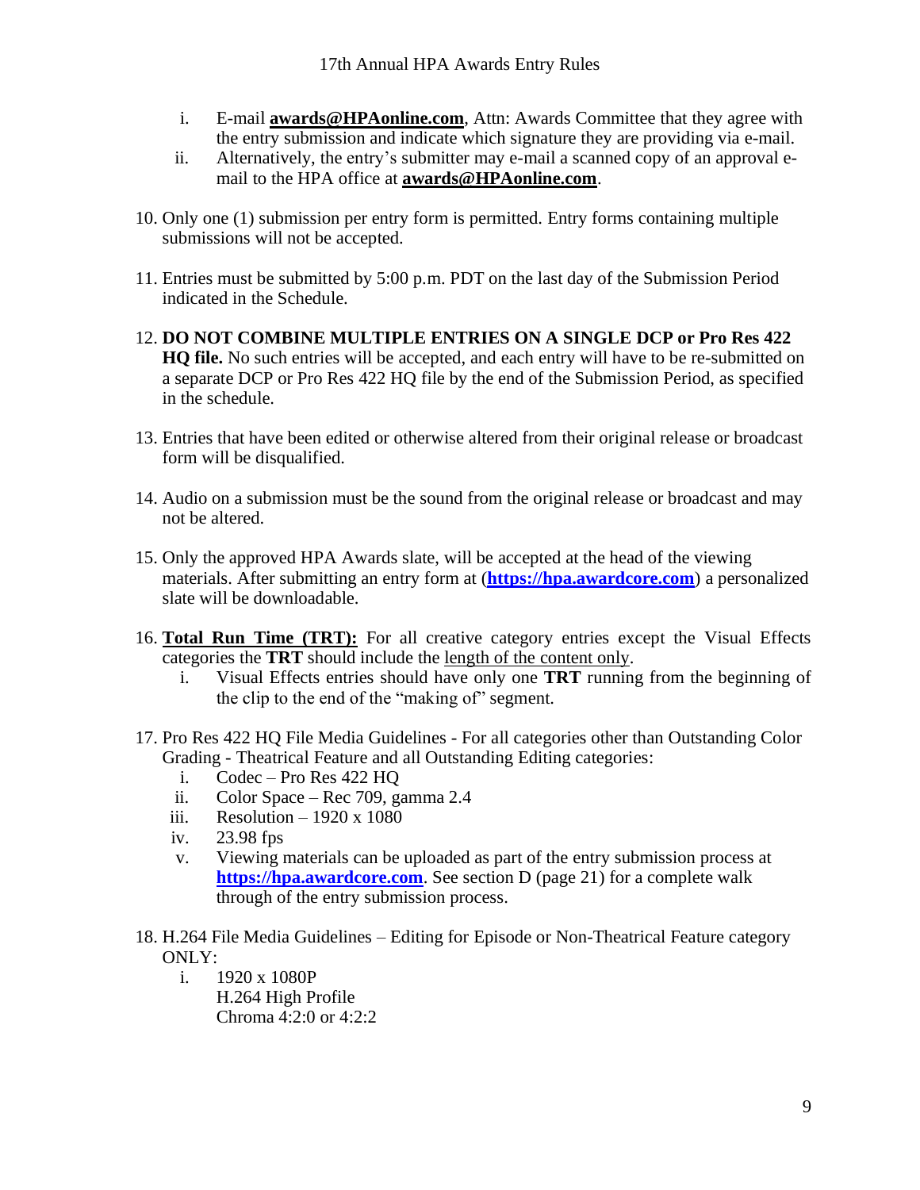i. E-mail **awards@HPAonline.com**, Attn: Awards Committee that they agree with the entry submission and indicate which signature they are providing via e-mail.
   ii. Alternatively, the entry's submitter may e-mail a scanned copy of an approval e-mail to the HPA office at **awards@HPAonline.com**.

10. Only one (1) submission per entry form is permitted. Entry forms containing multiple submissions will not be accepted.

11. Entries must be submitted by 5:00 p.m. PDT on the last day of the Submission Period indicated in the Schedule.

12. **DO NOT COMBINE MULTIPLE ENTRIES ON A SINGLE DCP or Pro Res 422 HQ file.** No such entries will be accepted, and each entry will have to be re-submitted on a separate DCP or Pro Res 422 HQ file by the end of the Submission Period, as specified in the schedule.

13. Entries that have been edited or otherwise altered from their original release or broadcast form will be disqualified.

14. Audio on a submission must be the sound from the original release or broadcast and may not be altered.

15. Only the approved HPA Awards slate, will be accepted at the head of the viewing materials. After submitting an entry form at (**https://hpa.awardcore.com**) a personalized slate will be downloadable.

16. **Total Run Time (TRT):** For all creative category entries except the Visual Effects categories the **TRT** should include the length of the content only.
    i. Visual Effects entries should have only one **TRT** running from the beginning of the clip to the end of the "making of" segment.

17. Pro Res 422 HQ File Media Guidelines - For all categories other than Outstanding Color Grading - Theatrical Feature and all Outstanding Editing categories:
    i. Codec – Pro Res 422 HQ
    ii. Color Space – Rec 709, gamma 2.4
    iii. Resolution – 1920 x 1080
    iv. 23.98 fps
    v. Viewing materials can be uploaded as part of the entry submission process at **https://hpa.awardcore.com**. See section D (page 21) for a complete walk through of the entry submission process.

18. H.264 File Media Guidelines – Editing for Episode or Non-Theatrical Feature category ONLY:
    i. 1920 x 1080P
       H.264 High Profile
       Chroma 4:2:0 or 4:2:2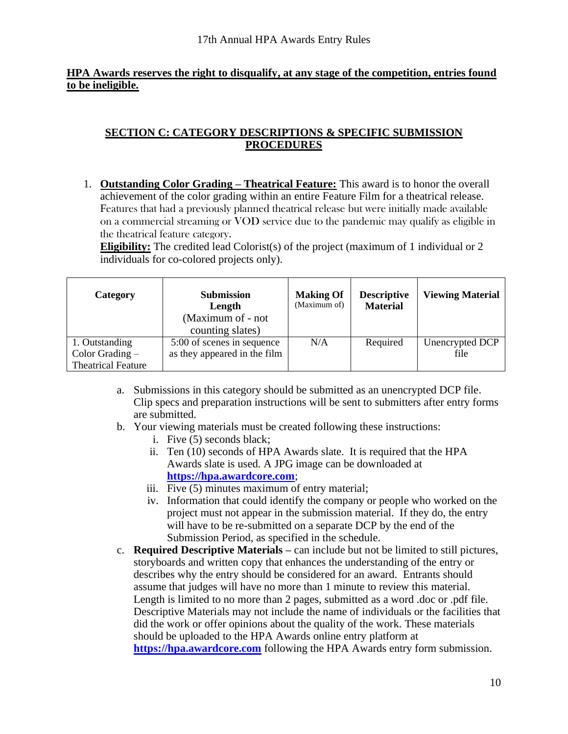**HPA Awards reserves the right to disqualify, at any stage of the competition, entries found to be ineligible.**

## SECTION C: CATEGORY DESCRIPTIONS & SPECIFIC SUBMISSION PROCEDURES

1. **Outstanding Color Grading – Theatrical Feature:** This award is to honor the overall achievement of the color grading within an entire Feature Film for a theatrical release. Features that had a previously planned theatrical release but were initially made available on a commercial streaming or VOD service due to the pandemic may qualify as eligible in the theatrical feature category.
   **Eligibility:** The credited lead Colorist(s) of the project (maximum of 1 individual or 2 individuals for co-colored projects only).

| Category | Submission Length (Maximum of - not counting slates) | Making Of (Maximum of) | Descriptive Material | Viewing Material |
|---|---|---|---|---|
| 1. Outstanding Color Grading – Theatrical Feature | 5:00 of scenes in sequence as they appeared in the film | N/A | Required | Unencrypted DCP file |

   a. Submissions in this category should be submitted as an unencrypted DCP file. Clip specs and preparation instructions will be sent to submitters after entry forms are submitted.
   b. Your viewing materials must be created following these instructions:
      i. Five (5) seconds black;
      ii. Ten (10) seconds of HPA Awards slate. It is required that the HPA Awards slate is used. A JPG image can be downloaded at **https://hpa.awardcore.com**;
      iii. Five (5) minutes maximum of entry material;
      iv. Information that could identify the company or people who worked on the project must not appear in the submission material. If they do, the entry will have to be re-submitted on a separate DCP by the end of the Submission Period, as specified in the schedule.
   c. **Required Descriptive Materials –** can include but not be limited to still pictures, storyboards and written copy that enhances the understanding of the entry or describes why the entry should be considered for an award. Entrants should assume that judges will have no more than 1 minute to review this material. Length is limited to no more than 2 pages, submitted as a word .doc or .pdf file. Descriptive Materials may not include the name of individuals or the facilities that did the work or offer opinions about the quality of the work. These materials should be uploaded to the HPA Awards online entry platform at **https://hpa.awardcore.com** following the HPA Awards entry form submission.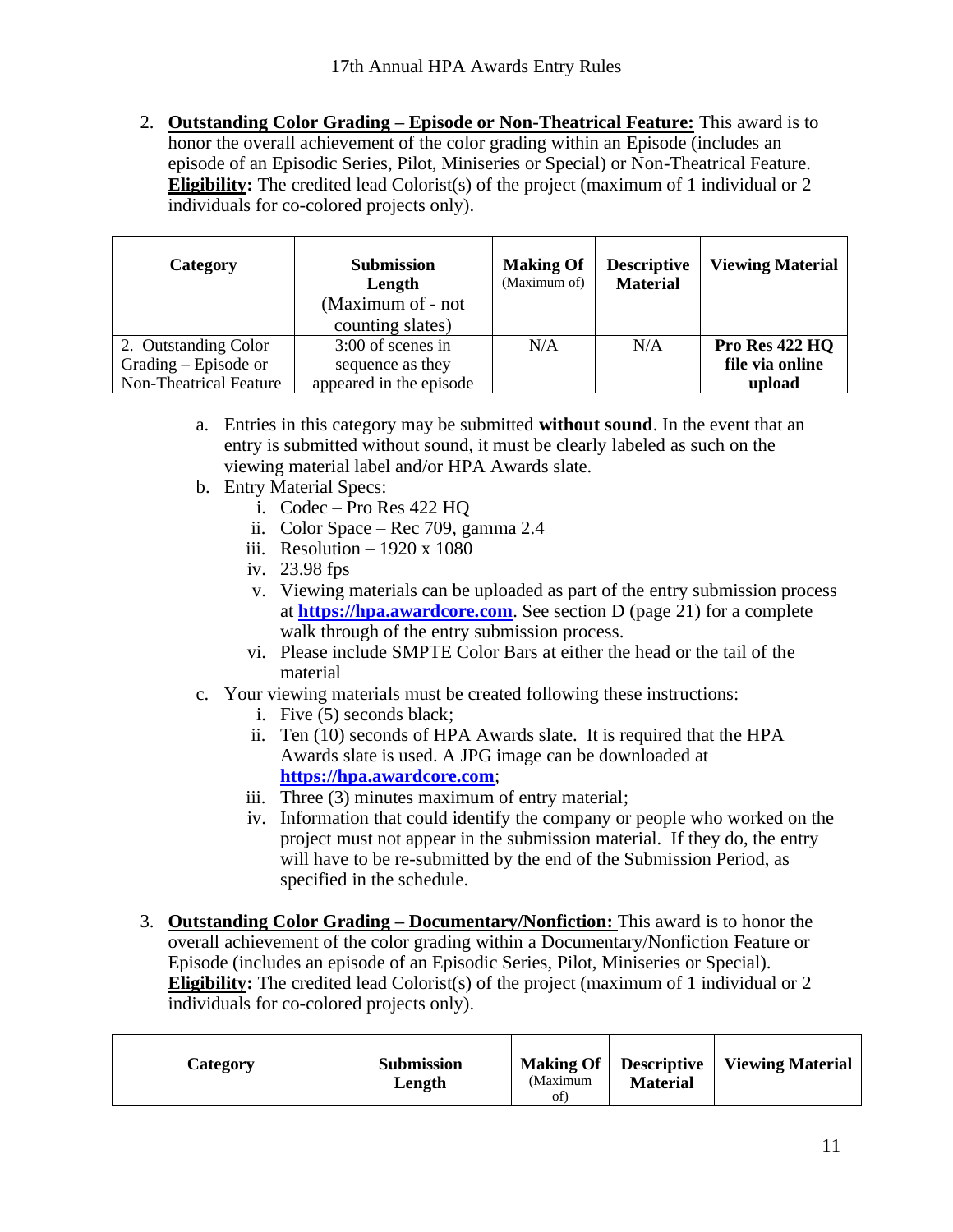2. **Outstanding Color Grading – Episode or Non-Theatrical Feature:** This award is to honor the overall achievement of the color grading within an Episode (includes an episode of an Episodic Series, Pilot, Miniseries or Special) or Non-Theatrical Feature. **Eligibility:** The credited lead Colorist(s) of the project (maximum of 1 individual or 2 individuals for co-colored projects only).

| **Category** | **Submission Length** (Maximum of - not counting slates) | **Making Of** (Maximum of) | **Descriptive Material** | **Viewing Material** |
|---|---|---|---|---|
| 2. Outstanding Color Grading – Episode or Non-Theatrical Feature | 3:00 of scenes in sequence as they appeared in the episode | N/A | N/A | **Pro Res 422 HQ file via online upload** |

   a. Entries in this category may be submitted **without sound**. In the event that an entry is submitted without sound, it must be clearly labeled as such on the viewing material label and/or HPA Awards slate.
   b. Entry Material Specs:
      i. Codec – Pro Res 422 HQ
      ii. Color Space – Rec 709, gamma 2.4
      iii. Resolution – 1920 x 1080
      iv. 23.98 fps
      v. Viewing materials can be uploaded as part of the entry submission process at **https://hpa.awardcore.com**. See section D (page 21) for a complete walk through of the entry submission process.
      vi. Please include SMPTE Color Bars at either the head or the tail of the material
   c. Your viewing materials must be created following these instructions:
      i. Five (5) seconds black;
      ii. Ten (10) seconds of HPA Awards slate. It is required that the HPA Awards slate is used. A JPG image can be downloaded at **https://hpa.awardcore.com**;
      iii. Three (3) minutes maximum of entry material;
      iv. Information that could identify the company or people who worked on the project must not appear in the submission material. If they do, the entry will have to be re-submitted by the end of the Submission Period, as specified in the schedule.

3. **Outstanding Color Grading – Documentary/Nonfiction:** This award is to honor the overall achievement of the color grading within a Documentary/Nonfiction Feature or Episode (includes an episode of an Episodic Series, Pilot, Miniseries or Special). **Eligibility:** The credited lead Colorist(s) of the project (maximum of 1 individual or 2 individuals for co-colored projects only).

| **Category** | **Submission Length** | **Making Of** (Maximum of) | **Descriptive Material** | **Viewing Material** |
|---|---|---|---|---|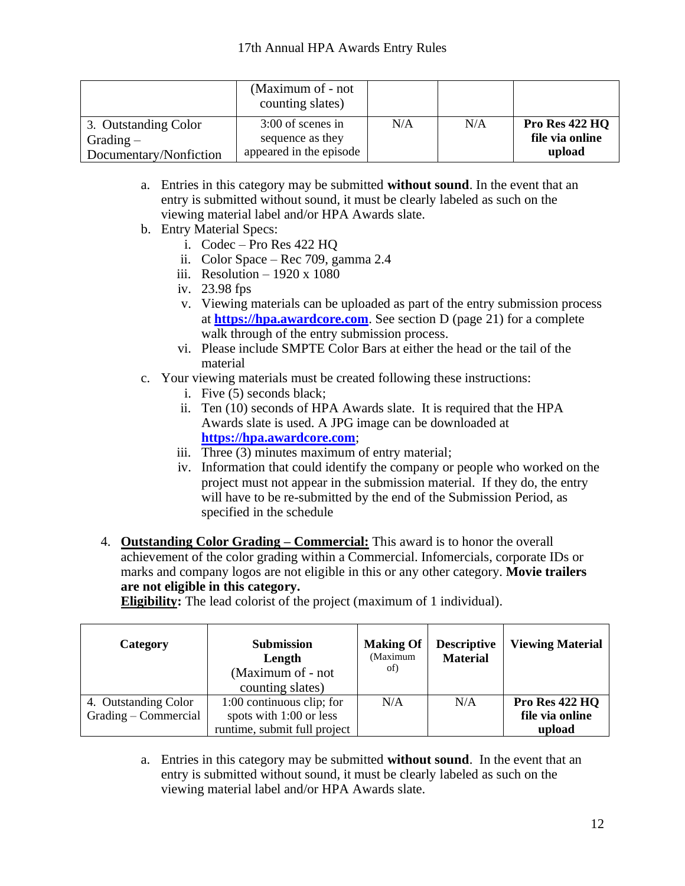| | (Maximum of - not counting slates) | | | |
|---|---|---|---|---|
| 3. Outstanding Color Grading – Documentary/Nonfiction | 3:00 of scenes in sequence as they appeared in the episode | N/A | N/A | **Pro Res 422 HQ file via online upload** |

a. Entries in this category may be submitted **without sound**. In the event that an entry is submitted without sound, it must be clearly labeled as such on the viewing material label and/or HPA Awards slate.

b. Entry Material Specs:
   i. Codec – Pro Res 422 HQ
   ii. Color Space – Rec 709, gamma 2.4
   iii. Resolution – 1920 x 1080
   iv. 23.98 fps
   v. Viewing materials can be uploaded as part of the entry submission process at **https://hpa.awardcore.com**. See section D (page 21) for a complete walk through of the entry submission process.
   vi. Please include SMPTE Color Bars at either the head or the tail of the material

c. Your viewing materials must be created following these instructions:
   i. Five (5) seconds black;
   ii. Ten (10) seconds of HPA Awards slate. It is required that the HPA Awards slate is used. A JPG image can be downloaded at **https://hpa.awardcore.com**;
   iii. Three (3) minutes maximum of entry material;
   iv. Information that could identify the company or people who worked on the project must not appear in the submission material. If they do, the entry will have to be re-submitted by the end of the Submission Period, as specified in the schedule

4. **Outstanding Color Grading – Commercial:** This award is to honor the overall achievement of the color grading within a Commercial. Infomercials, corporate IDs or marks and company logos are not eligible in this or any other category. **Movie trailers are not eligible in this category.**
**Eligibility:** The lead colorist of the project (maximum of 1 individual).

| **Category** | **Submission Length** (Maximum of - not counting slates) | **Making Of** (Maximum of) | **Descriptive Material** | **Viewing Material** |
|---|---|---|---|---|
| 4. Outstanding Color Grading – Commercial | 1:00 continuous clip; for spots with 1:00 or less runtime, submit full project | N/A | N/A | **Pro Res 422 HQ file via online upload** |

a. Entries in this category may be submitted **without sound**. In the event that an entry is submitted without sound, it must be clearly labeled as such on the viewing material label and/or HPA Awards slate.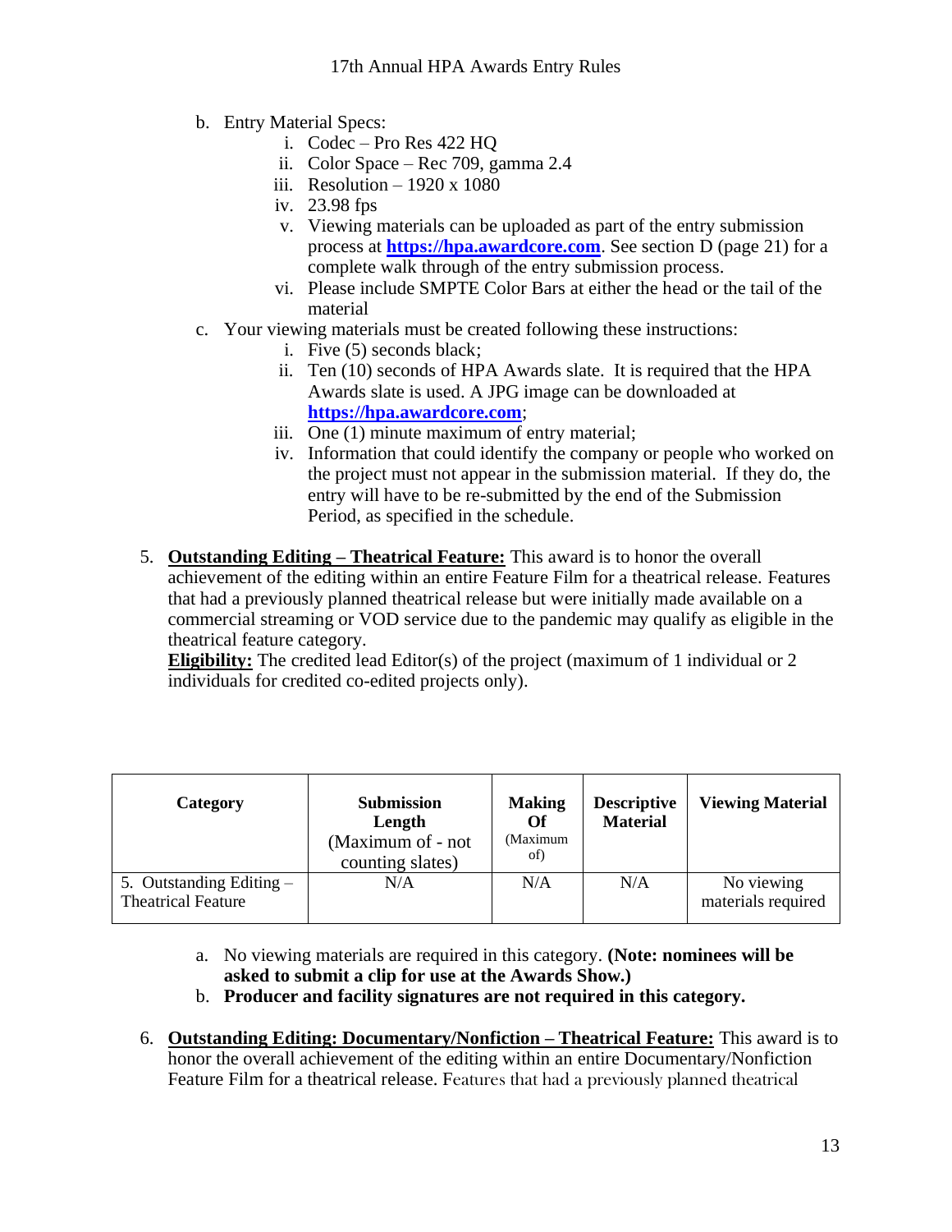b. Entry Material Specs:
   i. Codec – Pro Res 422 HQ
   ii. Color Space – Rec 709, gamma 2.4
   iii. Resolution – 1920 x 1080
   iv. 23.98 fps
   v. Viewing materials can be uploaded as part of the entry submission process at **https://hpa.awardcore.com**. See section D (page 21) for a complete walk through of the entry submission process.
   vi. Please include SMPTE Color Bars at either the head or the tail of the material

c. Your viewing materials must be created following these instructions:
   i. Five (5) seconds black;
   ii. Ten (10) seconds of HPA Awards slate. It is required that the HPA Awards slate is used. A JPG image can be downloaded at **https://hpa.awardcore.com**;
   iii. One (1) minute maximum of entry material;
   iv. Information that could identify the company or people who worked on the project must not appear in the submission material. If they do, the entry will have to be re-submitted by the end of the Submission Period, as specified in the schedule.

5. **Outstanding Editing – Theatrical Feature:** This award is to honor the overall achievement of the editing within an entire Feature Film for a theatrical release. Features that had a previously planned theatrical release but were initially made available on a commercial streaming or VOD service due to the pandemic may qualify as eligible in the theatrical feature category.
   **Eligibility:** The credited lead Editor(s) of the project (maximum of 1 individual or 2 individuals for credited co-edited projects only).

| **Category** | **Submission Length** (Maximum of - not counting slates) | **Making Of** (Maximum of) | **Descriptive Material** | **Viewing Material** |
|---|---|---|---|---|
| 5. Outstanding Editing – Theatrical Feature | N/A | N/A | N/A | No viewing materials required |

   a. No viewing materials are required in this category. **(Note: nominees will be asked to submit a clip for use at the Awards Show.)**
   b. **Producer and facility signatures are not required in this category.**

6. **Outstanding Editing: Documentary/Nonfiction – Theatrical Feature:** This award is to honor the overall achievement of the editing within an entire Documentary/Nonfiction Feature Film for a theatrical release. Features that had a previously planned theatrical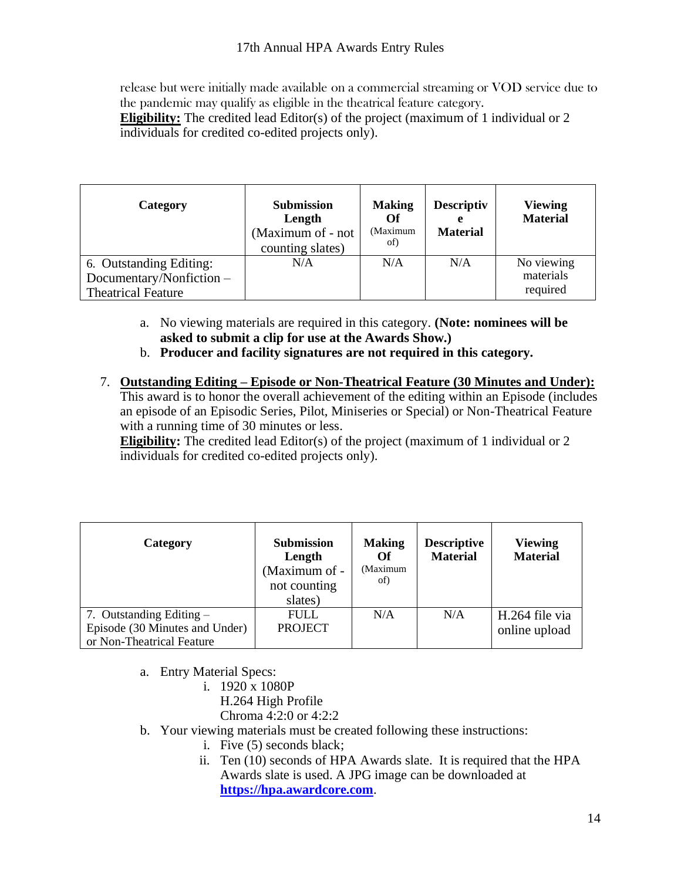release but were initially made available on a commercial streaming or VOD service due to the pandemic may qualify as eligible in the theatrical feature category.
**Eligibility:** The credited lead Editor(s) of the project (maximum of 1 individual or 2 individuals for credited co-edited projects only).

| Category | Submission Length (Maximum of - not counting slates) | Making Of (Maximum of) | Descriptive Material | Viewing Material |
|---|---|---|---|---|
| 6. Outstanding Editing: Documentary/Nonfiction – Theatrical Feature | N/A | N/A | N/A | No viewing materials required |

a. No viewing materials are required in this category. **(Note: nominees will be asked to submit a clip for use at the Awards Show.)**
b. **Producer and facility signatures are not required in this category.**

7. **Outstanding Editing – Episode or Non-Theatrical Feature (30 Minutes and Under):** This award is to honor the overall achievement of the editing within an Episode (includes an episode of an Episodic Series, Pilot, Miniseries or Special) or Non-Theatrical Feature with a running time of 30 minutes or less.
**Eligibility:** The credited lead Editor(s) of the project (maximum of 1 individual or 2 individuals for credited co-edited projects only).

| Category | Submission Length (Maximum of - not counting slates) | Making Of (Maximum of) | Descriptive Material | Viewing Material |
|---|---|---|---|---|
| 7. Outstanding Editing – Episode (30 Minutes and Under) or Non-Theatrical Feature | FULL PROJECT | N/A | N/A | H.264 file via online upload |

a. Entry Material Specs:
   i. 1920 x 1080P
   H.264 High Profile
   Chroma 4:2:0 or 4:2:2
b. Your viewing materials must be created following these instructions:
   i. Five (5) seconds black;
   ii. Ten (10) seconds of HPA Awards slate. It is required that the HPA Awards slate is used. A JPG image can be downloaded at **https://hpa.awardcore.com**.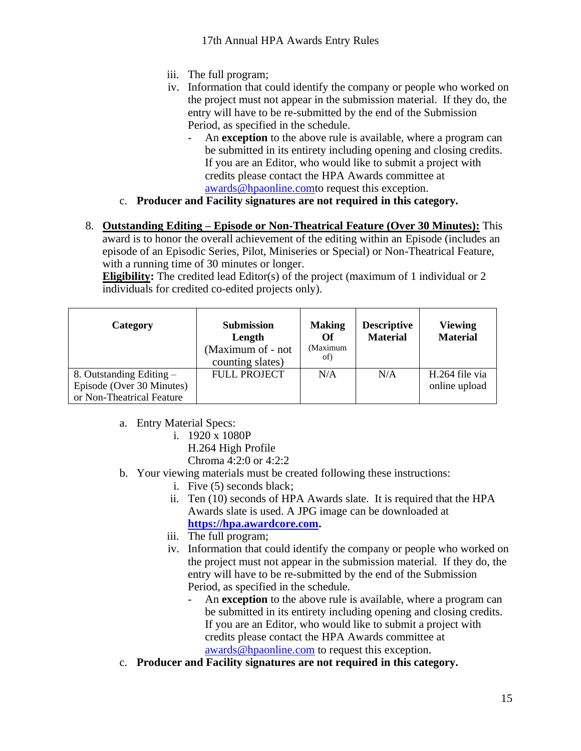iii. The full program;
iv. Information that could identify the company or people who worked on the project must not appear in the submission material. If they do, the entry will have to be re-submitted by the end of the Submission Period, as specified in the schedule.
   - An **exception** to the above rule is available, where a program can be submitted in its entirety including opening and closing credits. If you are an Editor, who would like to submit a project with credits please contact the HPA Awards committee at awards@hpaonline.comto request this exception.

c. **Producer and Facility signatures are not required in this category.**

8. **Outstanding Editing – Episode or Non-Theatrical Feature (Over 30 Minutes):** This award is to honor the overall achievement of the editing within an Episode (includes an episode of an Episodic Series, Pilot, Miniseries or Special) or Non-Theatrical Feature, with a running time of 30 minutes or longer.
   **Eligibility:** The credited lead Editor(s) of the project (maximum of 1 individual or 2 individuals for credited co-edited projects only).

| Category | Submission Length (Maximum of - not counting slates) | Making Of (Maximum of) | Descriptive Material | Viewing Material |
|---|---|---|---|---|
| 8. Outstanding Editing – Episode (Over 30 Minutes) or Non-Theatrical Feature | FULL PROJECT | N/A | N/A | H.264 file via online upload |

a. Entry Material Specs:
   i. 1920 x 1080P
      H.264 High Profile
      Chroma 4:2:0 or 4:2:2

b. Your viewing materials must be created following these instructions:
   i. Five (5) seconds black;
   ii. Ten (10) seconds of HPA Awards slate. It is required that the HPA Awards slate is used. A JPG image can be downloaded at **https://hpa.awardcore.com.**
   iii. The full program;
   iv. Information that could identify the company or people who worked on the project must not appear in the submission material. If they do, the entry will have to be re-submitted by the end of the Submission Period, as specified in the schedule.
      - An **exception** to the above rule is available, where a program can be submitted in its entirety including opening and closing credits. If you are an Editor, who would like to submit a project with credits please contact the HPA Awards committee at awards@hpaonline.com to request this exception.

c. **Producer and Facility signatures are not required in this category.**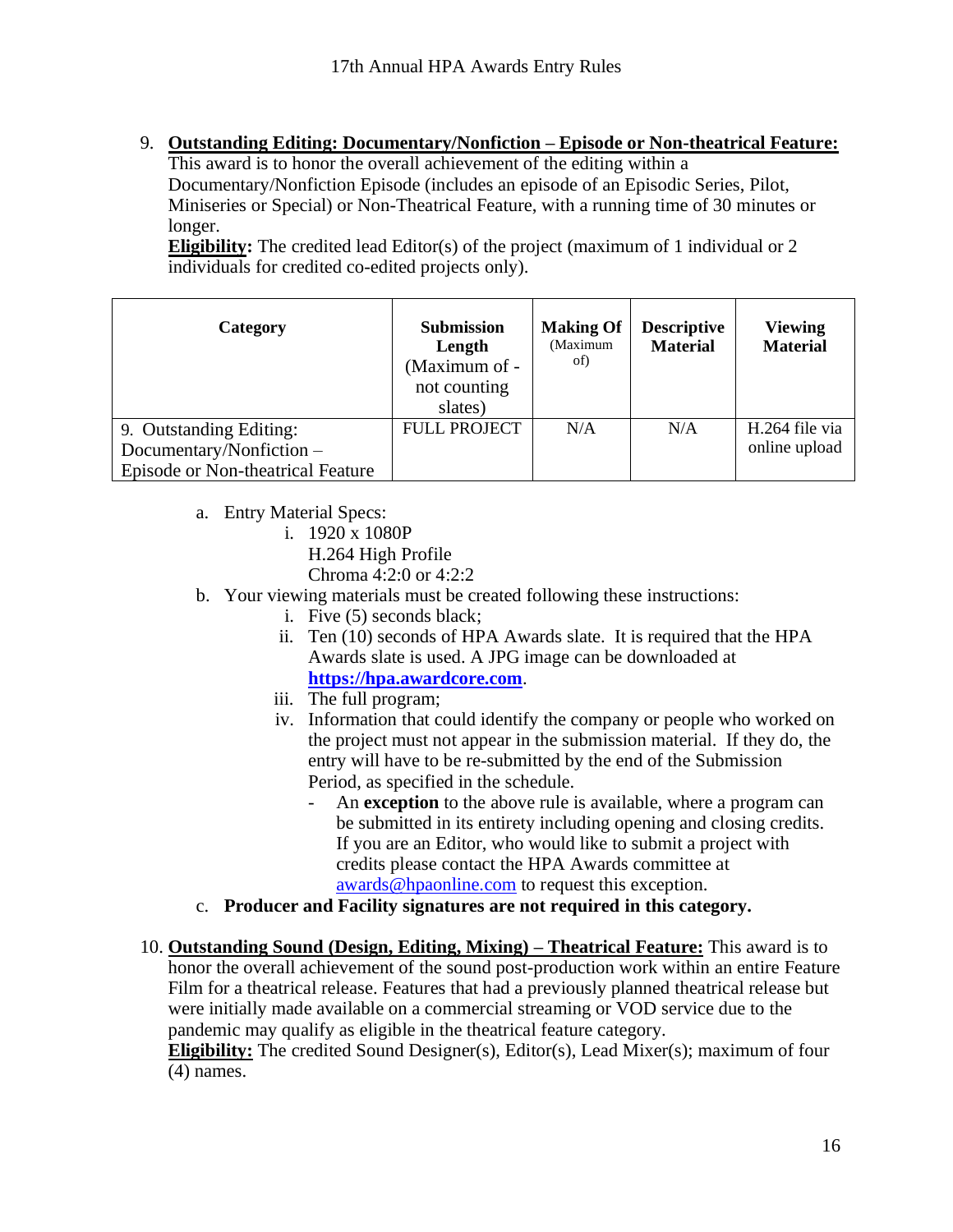9. **Outstanding Editing: Documentary/Nonfiction – Episode or Non-theatrical Feature:** This award is to honor the overall achievement of the editing within a Documentary/Nonfiction Episode (includes an episode of an Episodic Series, Pilot, Miniseries or Special) or Non-Theatrical Feature, with a running time of 30 minutes or longer.
   **Eligibility:** The credited lead Editor(s) of the project (maximum of 1 individual or 2 individuals for credited co-edited projects only).

| Category | Submission Length (Maximum of - not counting slates) | Making Of (Maximum of) | Descriptive Material | Viewing Material |
|---|---|---|---|---|
| 9. Outstanding Editing: Documentary/Nonfiction – Episode or Non-theatrical Feature | FULL PROJECT | N/A | N/A | H.264 file via online upload |

   a. Entry Material Specs:
      i. 1920 x 1080P
         H.264 High Profile
         Chroma 4:2:0 or 4:2:2
   b. Your viewing materials must be created following these instructions:
      i. Five (5) seconds black;
      ii. Ten (10) seconds of HPA Awards slate. It is required that the HPA Awards slate is used. A JPG image can be downloaded at **https://hpa.awardcore.com**.
      iii. The full program;
      iv. Information that could identify the company or people who worked on the project must not appear in the submission material. If they do, the entry will have to be re-submitted by the end of the Submission Period, as specified in the schedule.
         - An **exception** to the above rule is available, where a program can be submitted in its entirety including opening and closing credits. If you are an Editor, who would like to submit a project with credits please contact the HPA Awards committee at awards@hpaonline.com to request this exception.
   c. **Producer and Facility signatures are not required in this category.**

10. **Outstanding Sound (Design, Editing, Mixing) – Theatrical Feature:** This award is to honor the overall achievement of the sound post-production work within an entire Feature Film for a theatrical release. Features that had a previously planned theatrical release but were initially made available on a commercial streaming or VOD service due to the pandemic may qualify as eligible in the theatrical feature category.
    **Eligibility:** The credited Sound Designer(s), Editor(s), Lead Mixer(s); maximum of four (4) names.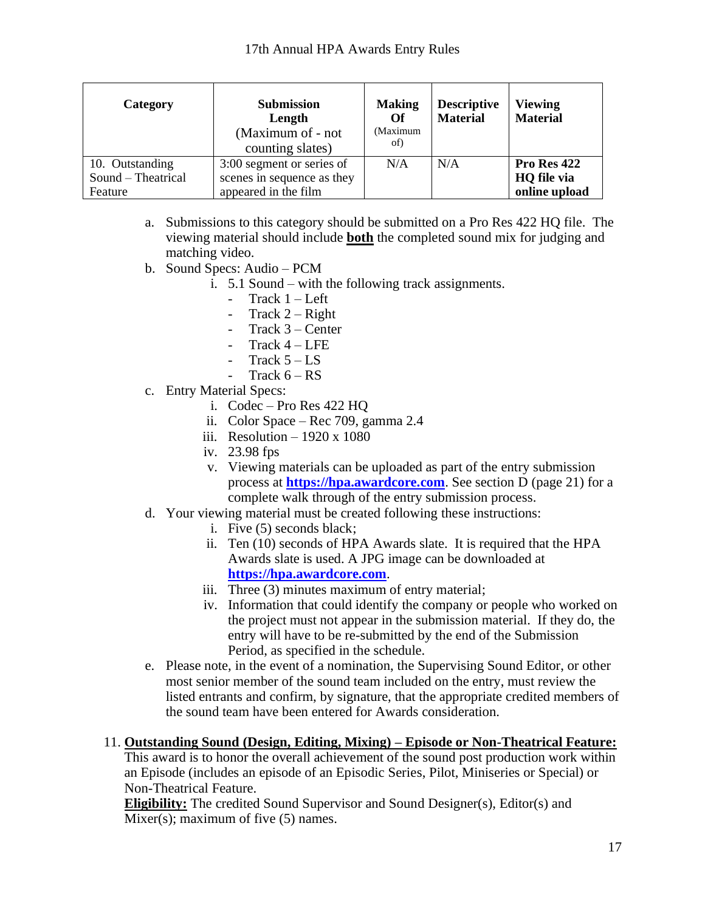| Category | Submission Length (Maximum of - not counting slates) | Making Of (Maximum of) | Descriptive Material | Viewing Material |
|---|---|---|---|---|
| 10. Outstanding Sound – Theatrical Feature | 3:00 segment or series of scenes in sequence as they appeared in the film | N/A | N/A | **Pro Res 422 HQ file via online upload** |

a. Submissions to this category should be submitted on a Pro Res 422 HQ file. The viewing material should include **both** the completed sound mix for judging and matching video.

b. Sound Specs: Audio – PCM
   i. 5.1 Sound – with the following track assignments.
      - Track 1 – Left
      - Track 2 – Right
      - Track 3 – Center
      - Track 4 – LFE
      - Track 5 – LS
      - Track 6 – RS

c. Entry Material Specs:
   i. Codec – Pro Res 422 HQ
   ii. Color Space – Rec 709, gamma 2.4
   iii. Resolution – 1920 x 1080
   iv. 23.98 fps
   v. Viewing materials can be uploaded as part of the entry submission process at **https://hpa.awardcore.com**. See section D (page 21) for a complete walk through of the entry submission process.

d. Your viewing material must be created following these instructions:
   i. Five (5) seconds black;
   ii. Ten (10) seconds of HPA Awards slate. It is required that the HPA Awards slate is used. A JPG image can be downloaded at **https://hpa.awardcore.com**.
   iii. Three (3) minutes maximum of entry material;
   iv. Information that could identify the company or people who worked on the project must not appear in the submission material. If they do, the entry will have to be re-submitted by the end of the Submission Period, as specified in the schedule.

e. Please note, in the event of a nomination, the Supervising Sound Editor, or other most senior member of the sound team included on the entry, must review the listed entrants and confirm, by signature, that the appropriate credited members of the sound team have been entered for Awards consideration.

11. **Outstanding Sound (Design, Editing, Mixing) – Episode or Non-Theatrical Feature:** This award is to honor the overall achievement of the sound post production work within an Episode (includes an episode of an Episodic Series, Pilot, Miniseries or Special) or Non-Theatrical Feature.
**Eligibility:** The credited Sound Supervisor and Sound Designer(s), Editor(s) and Mixer(s); maximum of five (5) names.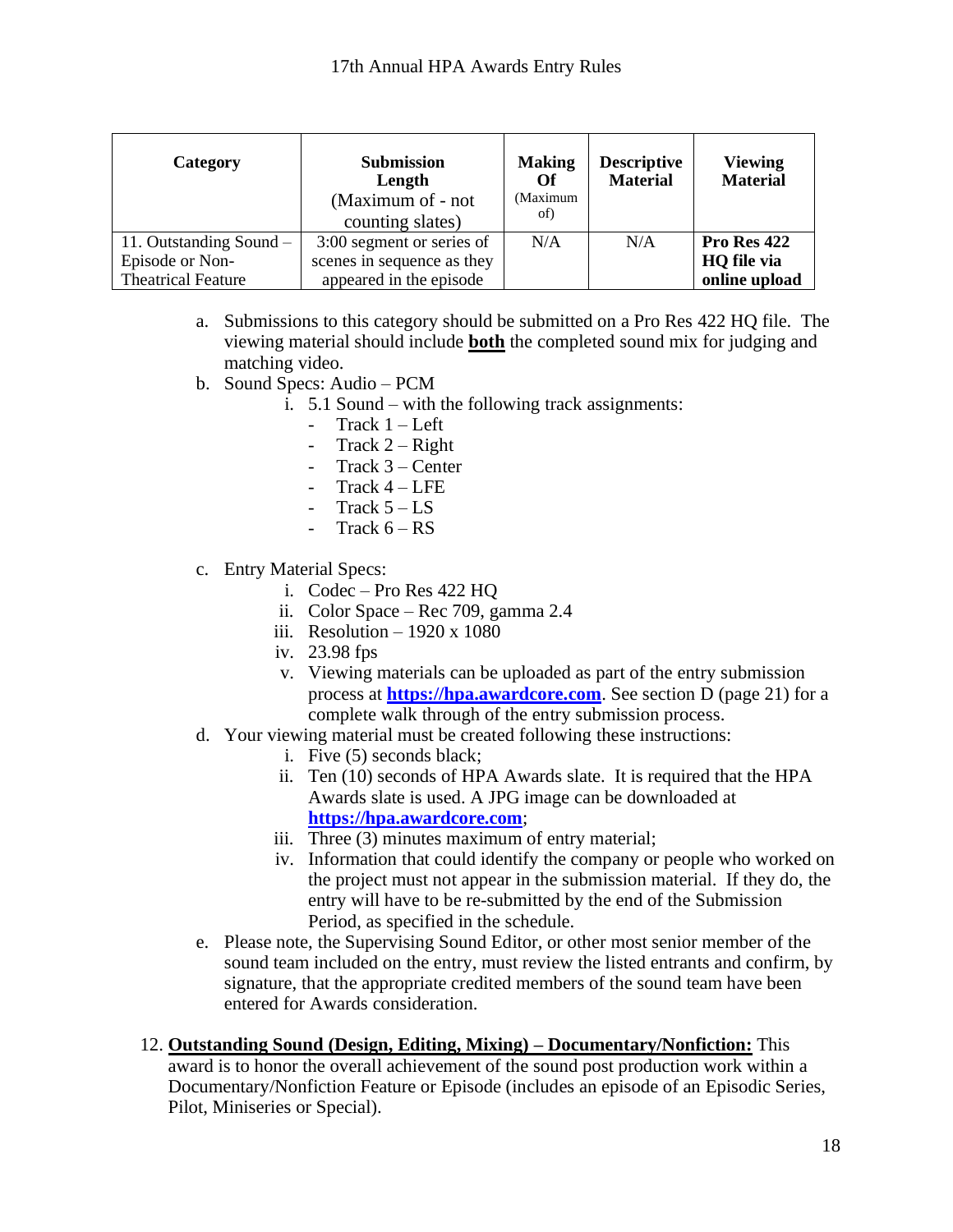| Category | Submission Length (Maximum of - not counting slates) | Making Of (Maximum of) | Descriptive Material | Viewing Material |
|---|---|---|---|---|
| 11. Outstanding Sound – Episode or Non-Theatrical Feature | 3:00 segment or series of scenes in sequence as they appeared in the episode | N/A | N/A | **Pro Res 422 HQ file via online upload** |

a. Submissions to this category should be submitted on a Pro Res 422 HQ file. The viewing material should include **both** the completed sound mix for judging and matching video.

b. Sound Specs: Audio – PCM
   i. 5.1 Sound – with the following track assignments:
      - Track 1 – Left
      - Track 2 – Right
      - Track 3 – Center
      - Track 4 – LFE
      - Track 5 – LS
      - Track 6 – RS

c. Entry Material Specs:
   i. Codec – Pro Res 422 HQ
   ii. Color Space – Rec 709, gamma 2.4
   iii. Resolution – 1920 x 1080
   iv. 23.98 fps
   v. Viewing materials can be uploaded as part of the entry submission process at **https://hpa.awardcore.com**. See section D (page 21) for a complete walk through of the entry submission process.

d. Your viewing material must be created following these instructions:
   i. Five (5) seconds black;
   ii. Ten (10) seconds of HPA Awards slate. It is required that the HPA Awards slate is used. A JPG image can be downloaded at **https://hpa.awardcore.com**;
   iii. Three (3) minutes maximum of entry material;
   iv. Information that could identify the company or people who worked on the project must not appear in the submission material. If they do, the entry will have to be re-submitted by the end of the Submission Period, as specified in the schedule.

e. Please note, the Supervising Sound Editor, or other most senior member of the sound team included on the entry, must review the listed entrants and confirm, by signature, that the appropriate credited members of the sound team have been entered for Awards consideration.

12. **Outstanding Sound (Design, Editing, Mixing) – Documentary/Nonfiction:** This award is to honor the overall achievement of the sound post production work within a Documentary/Nonfiction Feature or Episode (includes an episode of an Episodic Series, Pilot, Miniseries or Special).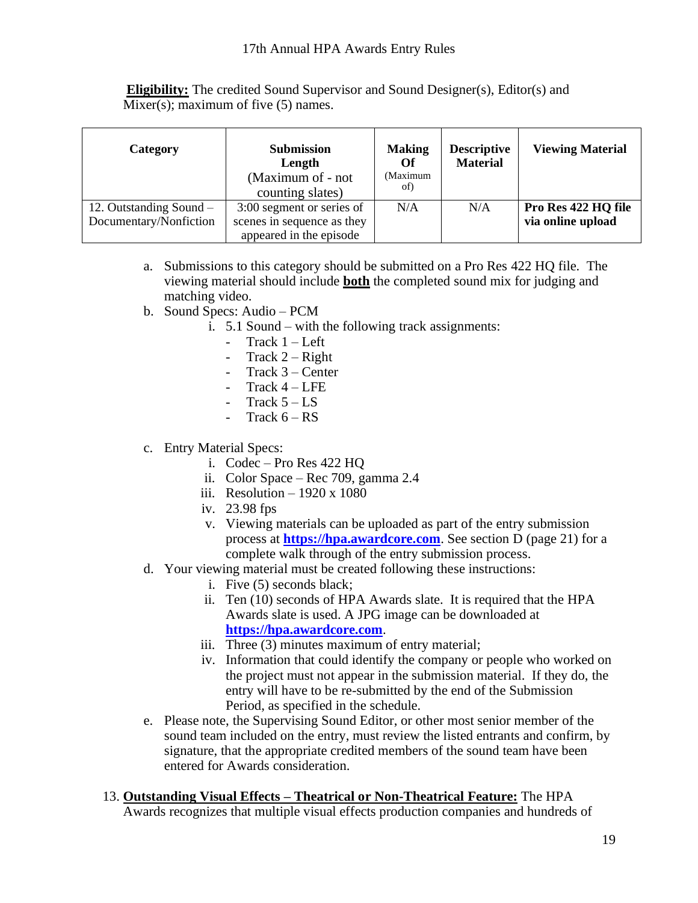**Eligibility:** The credited Sound Supervisor and Sound Designer(s), Editor(s) and Mixer(s); maximum of five (5) names.

| Category | Submission Length (Maximum of - not counting slates) | Making Of (Maximum of) | Descriptive Material | Viewing Material |
|---|---|---|---|---|
| 12. Outstanding Sound – Documentary/Nonfiction | 3:00 segment or series of scenes in sequence as they appeared in the episode | N/A | N/A | **Pro Res 422 HQ file via online upload** |

a. Submissions to this category should be submitted on a Pro Res 422 HQ file. The viewing material should include **both** the completed sound mix for judging and matching video.
b. Sound Specs: Audio – PCM
   i. 5.1 Sound – with the following track assignments:
      - Track 1 – Left
      - Track 2 – Right
      - Track 3 – Center
      - Track 4 – LFE
      - Track 5 – LS
      - Track 6 – RS
c. Entry Material Specs:
   i. Codec – Pro Res 422 HQ
   ii. Color Space – Rec 709, gamma 2.4
   iii. Resolution – 1920 x 1080
   iv. 23.98 fps
   v. Viewing materials can be uploaded as part of the entry submission process at **https://hpa.awardcore.com**. See section D (page 21) for a complete walk through of the entry submission process.
d. Your viewing material must be created following these instructions:
   i. Five (5) seconds black;
   ii. Ten (10) seconds of HPA Awards slate. It is required that the HPA Awards slate is used. A JPG image can be downloaded at **https://hpa.awardcore.com**.
   iii. Three (3) minutes maximum of entry material;
   iv. Information that could identify the company or people who worked on the project must not appear in the submission material. If they do, the entry will have to be re-submitted by the end of the Submission Period, as specified in the schedule.
e. Please note, the Supervising Sound Editor, or other most senior member of the sound team included on the entry, must review the listed entrants and confirm, by signature, that the appropriate credited members of the sound team have been entered for Awards consideration.

13. **Outstanding Visual Effects – Theatrical or Non-Theatrical Feature:** The HPA Awards recognizes that multiple visual effects production companies and hundreds of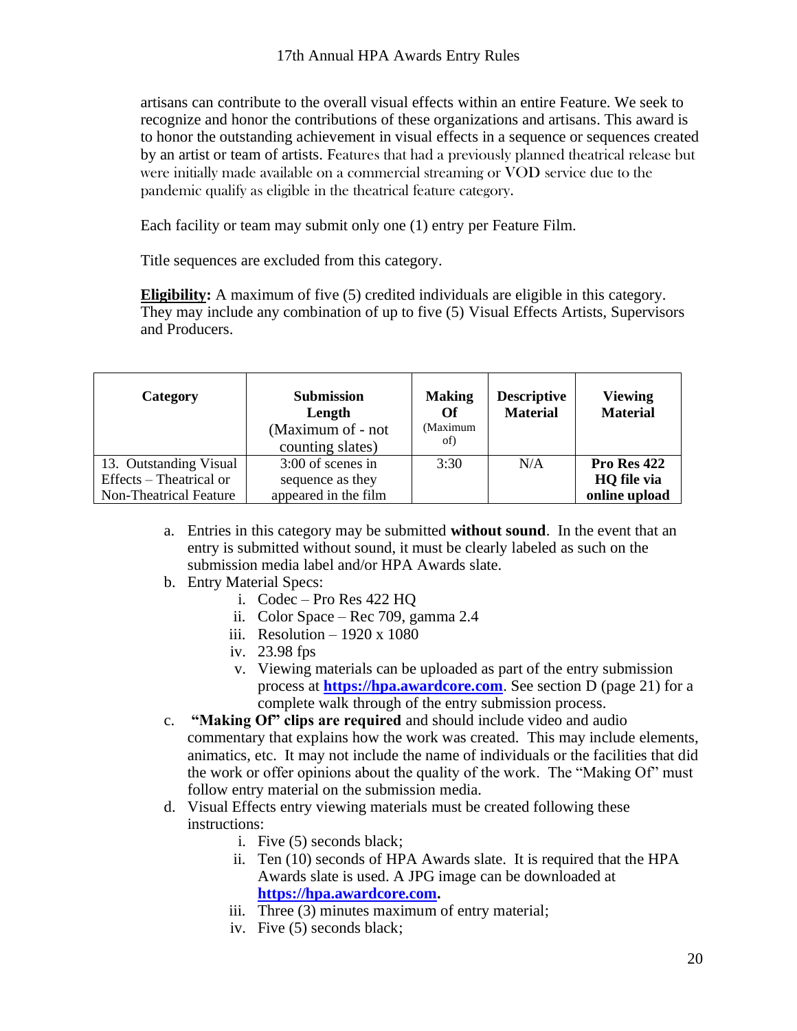artisans can contribute to the overall visual effects within an entire Feature. We seek to recognize and honor the contributions of these organizations and artisans. This award is to honor the outstanding achievement in visual effects in a sequence or sequences created by an artist or team of artists. Features that had a previously planned theatrical release but were initially made available on a commercial streaming or VOD service due to the pandemic qualify as eligible in the theatrical feature category.

Each facility or team may submit only one (1) entry per Feature Film.

Title sequences are excluded from this category.

**Eligibility:** A maximum of five (5) credited individuals are eligible in this category. They may include any combination of up to five (5) Visual Effects Artists, Supervisors and Producers.

| **Category** | **Submission Length** (Maximum of - not counting slates) | **Making Of** (Maximum of) | **Descriptive Material** | **Viewing Material** |
|---|---|---|---|---|
| 13. Outstanding Visual Effects – Theatrical or Non-Theatrical Feature | 3:00 of scenes in sequence as they appeared in the film | 3:30 | N/A | **Pro Res 422 HQ file via online upload** |

a. Entries in this category may be submitted **without sound**. In the event that an entry is submitted without sound, it must be clearly labeled as such on the submission media label and/or HPA Awards slate.

b. Entry Material Specs:
   i. Codec – Pro Res 422 HQ
   ii. Color Space – Rec 709, gamma 2.4
   iii. Resolution – 1920 x 1080
   iv. 23.98 fps
   v. Viewing materials can be uploaded as part of the entry submission process at **https://hpa.awardcore.com**. See section D (page 21) for a complete walk through of the entry submission process.

c. **"Making Of" clips are required** and should include video and audio commentary that explains how the work was created. This may include elements, animatics, etc. It may not include the name of individuals or the facilities that did the work or offer opinions about the quality of the work. The "Making Of" must follow entry material on the submission media.

d. Visual Effects entry viewing materials must be created following these instructions:
   i. Five (5) seconds black;
   ii. Ten (10) seconds of HPA Awards slate. It is required that the HPA Awards slate is used. A JPG image can be downloaded at **https://hpa.awardcore.com.**
   iii. Three (3) minutes maximum of entry material;
   iv. Five (5) seconds black;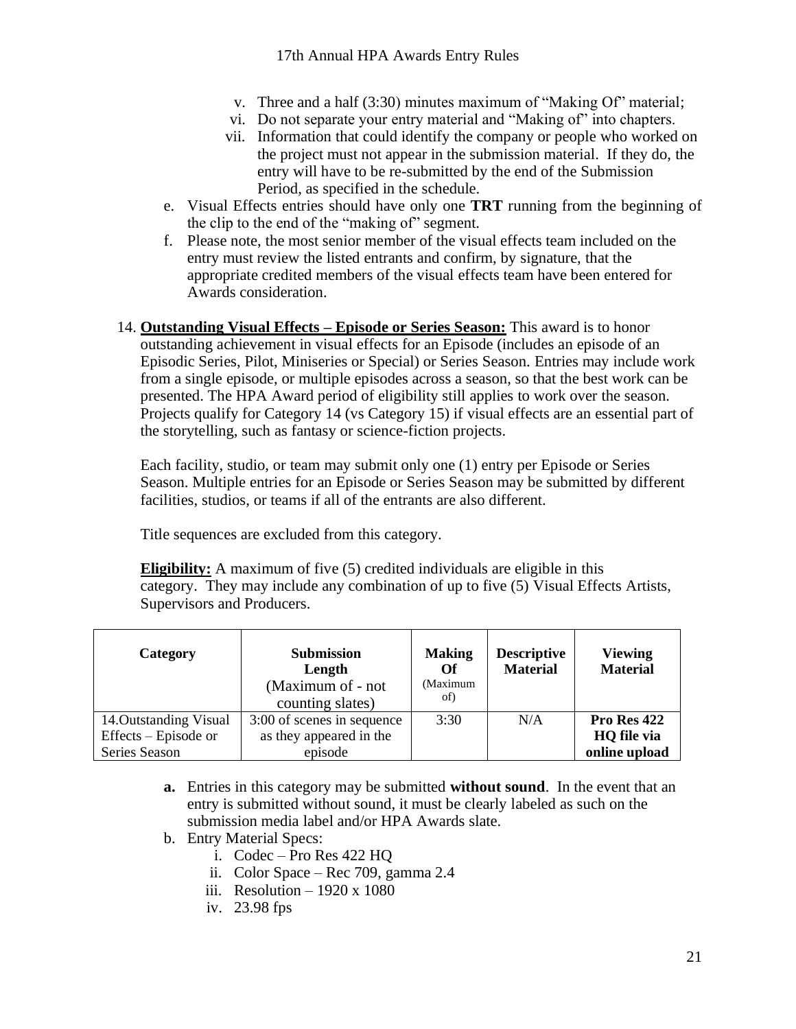v. Three and a half (3:30) minutes maximum of "Making Of" material;
vi. Do not separate your entry material and "Making of" into chapters.
vii. Information that could identify the company or people who worked on the project must not appear in the submission material. If they do, the entry will have to be re-submitted by the end of the Submission Period, as specified in the schedule.

e. Visual Effects entries should have only one **TRT** running from the beginning of the clip to the end of the "making of" segment.

f. Please note, the most senior member of the visual effects team included on the entry must review the listed entrants and confirm, by signature, that the appropriate credited members of the visual effects team have been entered for Awards consideration.

14. **Outstanding Visual Effects – Episode or Series Season:** This award is to honor outstanding achievement in visual effects for an Episode (includes an episode of an Episodic Series, Pilot, Miniseries or Special) or Series Season. Entries may include work from a single episode, or multiple episodes across a season, so that the best work can be presented. The HPA Award period of eligibility still applies to work over the season. Projects qualify for Category 14 (vs Category 15) if visual effects are an essential part of the storytelling, such as fantasy or science-fiction projects.

    Each facility, studio, or team may submit only one (1) entry per Episode or Series Season. Multiple entries for an Episode or Series Season may be submitted by different facilities, studios, or teams if all of the entrants are also different.

    Title sequences are excluded from this category.

    **Eligibility:** A maximum of five (5) credited individuals are eligible in this category. They may include any combination of up to five (5) Visual Effects Artists, Supervisors and Producers.

| Category | Submission Length (Maximum of - not counting slates) | Making Of (Maximum of) | Descriptive Material | Viewing Material |
|---|---|---|---|---|
| 14.Outstanding Visual Effects – Episode or Series Season | 3:00 of scenes in sequence as they appeared in the episode | 3:30 | N/A | **Pro Res 422 HQ file via online upload** |

**a.** Entries in this category may be submitted **without sound**. In the event that an entry is submitted without sound, it must be clearly labeled as such on the submission media label and/or HPA Awards slate.

b. Entry Material Specs:
   i. Codec – Pro Res 422 HQ
   ii. Color Space – Rec 709, gamma 2.4
   iii. Resolution – 1920 x 1080
   iv. 23.98 fps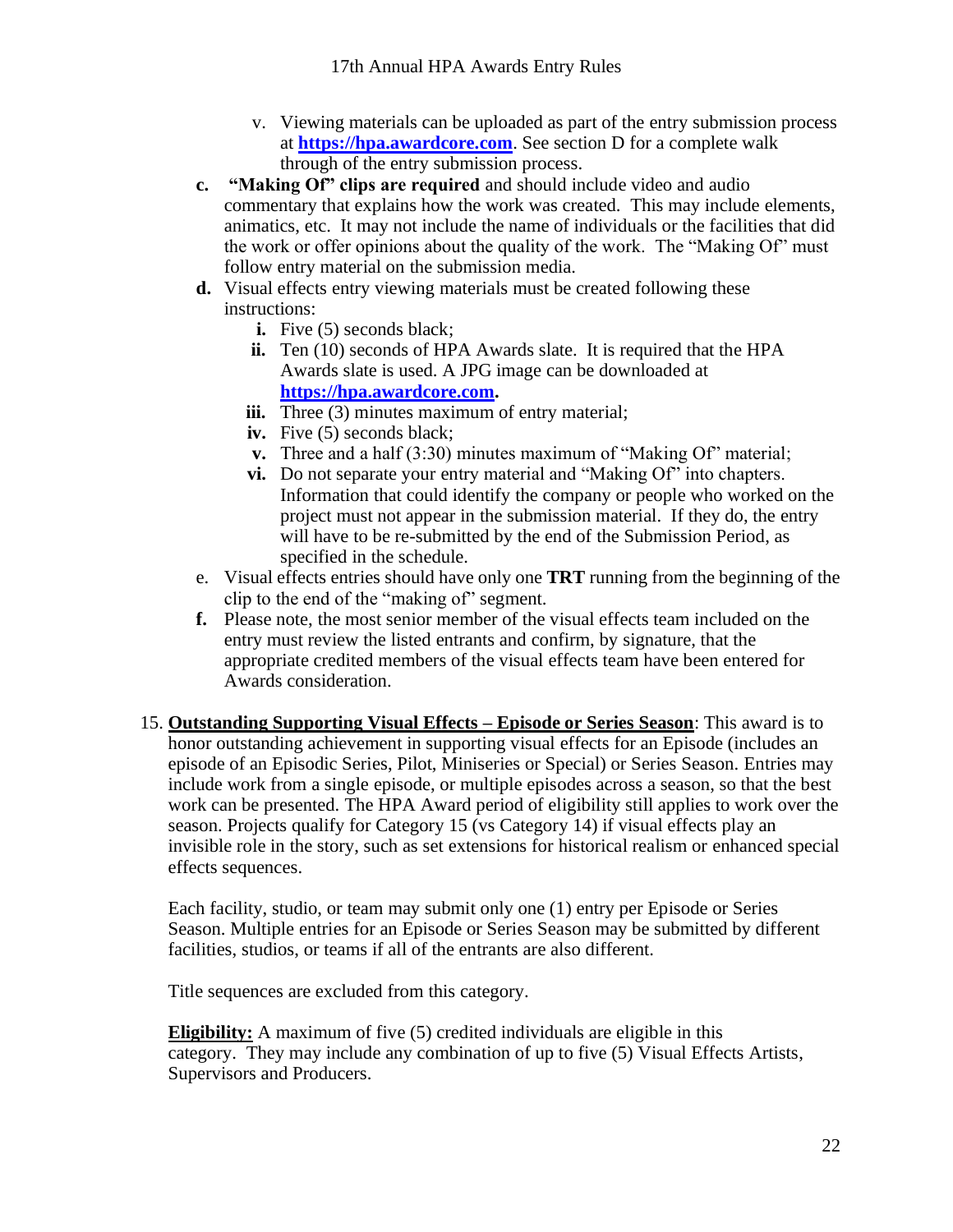v. Viewing materials can be uploaded as part of the entry submission process at **https://hpa.awardcore.com**. See section D for a complete walk through of the entry submission process.

c. **"Making Of" clips are required** and should include video and audio commentary that explains how the work was created. This may include elements, animatics, etc. It may not include the name of individuals or the facilities that did the work or offer opinions about the quality of the work. The "Making Of" must follow entry material on the submission media.

d. Visual effects entry viewing materials must be created following these instructions:
   - **i.** Five (5) seconds black;
   - **ii.** Ten (10) seconds of HPA Awards slate. It is required that the HPA Awards slate is used. A JPG image can be downloaded at **https://hpa.awardcore.com.**
   - **iii.** Three (3) minutes maximum of entry material;
   - **iv.** Five (5) seconds black;
   - **v.** Three and a half (3:30) minutes maximum of "Making Of" material;
   - **vi.** Do not separate your entry material and "Making Of" into chapters. Information that could identify the company or people who worked on the project must not appear in the submission material. If they do, the entry will have to be re-submitted by the end of the Submission Period, as specified in the schedule.

e. Visual effects entries should have only one **TRT** running from the beginning of the clip to the end of the "making of" segment.

f. Please note, the most senior member of the visual effects team included on the entry must review the listed entrants and confirm, by signature, that the appropriate credited members of the visual effects team have been entered for Awards consideration.

15. **Outstanding Supporting Visual Effects – Episode or Series Season**: This award is to honor outstanding achievement in supporting visual effects for an Episode (includes an episode of an Episodic Series, Pilot, Miniseries or Special) or Series Season. Entries may include work from a single episode, or multiple episodes across a season, so that the best work can be presented. The HPA Award period of eligibility still applies to work over the season. Projects qualify for Category 15 (vs Category 14) if visual effects play an invisible role in the story, such as set extensions for historical realism or enhanced special effects sequences.

    Each facility, studio, or team may submit only one (1) entry per Episode or Series Season. Multiple entries for an Episode or Series Season may be submitted by different facilities, studios, or teams if all of the entrants are also different.

    Title sequences are excluded from this category.

    **Eligibility:** A maximum of five (5) credited individuals are eligible in this category. They may include any combination of up to five (5) Visual Effects Artists, Supervisors and Producers.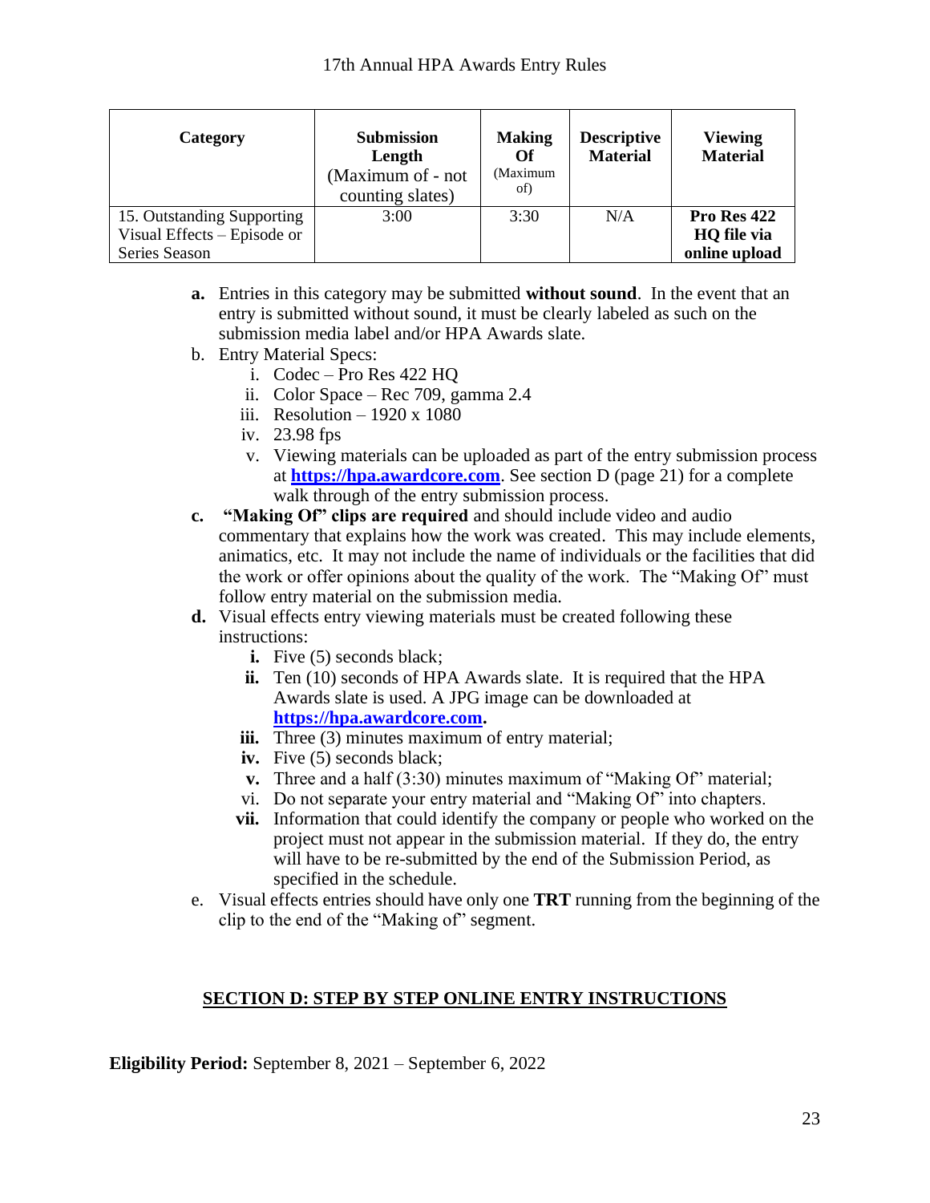| Category | Submission Length (Maximum of - not counting slates) | Making Of (Maximum of) | Descriptive Material | Viewing Material |
|---|---|---|---|---|
| 15. Outstanding Supporting Visual Effects – Episode or Series Season | 3:00 | 3:30 | N/A | **Pro Res 422 HQ file via online upload** |

**a.** Entries in this category may be submitted **without sound**. In the event that an entry is submitted without sound, it must be clearly labeled as such on the submission media label and/or HPA Awards slate.

b. Entry Material Specs:
   i. Codec – Pro Res 422 HQ
   ii. Color Space – Rec 709, gamma 2.4
   iii. Resolution – 1920 x 1080
   iv. 23.98 fps
   v. Viewing materials can be uploaded as part of the entry submission process at **https://hpa.awardcore.com**. See section D (page 21) for a complete walk through of the entry submission process.

**c. "Making Of" clips are required** and should include video and audio commentary that explains how the work was created. This may include elements, animatics, etc. It may not include the name of individuals or the facilities that did the work or offer opinions about the quality of the work. The "Making Of" must follow entry material on the submission media.

**d.** Visual effects entry viewing materials must be created following these instructions:
   **i.** Five (5) seconds black;
   **ii.** Ten (10) seconds of HPA Awards slate. It is required that the HPA Awards slate is used. A JPG image can be downloaded at **https://hpa.awardcore.com.**
   **iii.** Three (3) minutes maximum of entry material;
   **iv.** Five (5) seconds black;
   **v.** Three and a half (3:30) minutes maximum of "Making Of" material;
   vi. Do not separate your entry material and "Making Of" into chapters.
   **vii.** Information that could identify the company or people who worked on the project must not appear in the submission material. If they do, the entry will have to be re-submitted by the end of the Submission Period, as specified in the schedule.

e. Visual effects entries should have only one **TRT** running from the beginning of the clip to the end of the "Making of" segment.

## SECTION D: STEP BY STEP ONLINE ENTRY INSTRUCTIONS

**Eligibility Period:** September 8, 2021 – September 6, 2022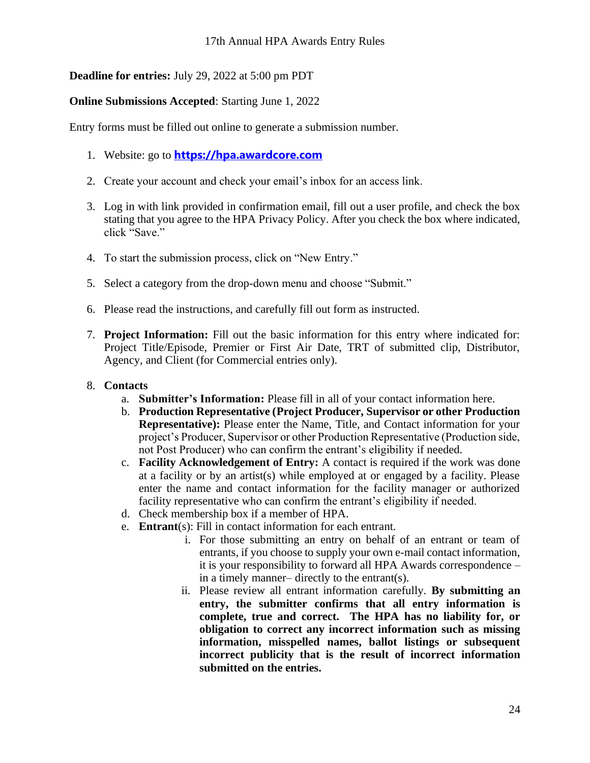# 17th Annual HPA Awards Entry Rules

**Deadline for entries:** July 29, 2022 at 5:00 pm PDT

**Online Submissions Accepted**: Starting June 1, 2022

Entry forms must be filled out online to generate a submission number.

1. Website: go to **https://hpa.awardcore.com**
2. Create your account and check your email's inbox for an access link.
3. Log in with link provided in confirmation email, fill out a user profile, and check the box stating that you agree to the HPA Privacy Policy. After you check the box where indicated, click "Save."
4. To start the submission process, click on "New Entry."
5. Select a category from the drop-down menu and choose "Submit."
6. Please read the instructions, and carefully fill out form as instructed.
7. **Project Information:** Fill out the basic information for this entry where indicated for: Project Title/Episode, Premier or First Air Date, TRT of submitted clip, Distributor, Agency, and Client (for Commercial entries only).
8. **Contacts**
   a. **Submitter's Information:** Please fill in all of your contact information here.
   b. **Production Representative (Project Producer, Supervisor or other Production Representative):** Please enter the Name, Title, and Contact information for your project's Producer, Supervisor or other Production Representative (Production side, not Post Producer) who can confirm the entrant's eligibility if needed.
   c. **Facility Acknowledgement of Entry:** A contact is required if the work was done at a facility or by an artist(s) while employed at or engaged by a facility. Please enter the name and contact information for the facility manager or authorized facility representative who can confirm the entrant's eligibility if needed.
   d. Check membership box if a member of HPA.
   e. **Entrant**(s): Fill in contact information for each entrant.
      i. For those submitting an entry on behalf of an entrant or team of entrants, if you choose to supply your own e-mail contact information, it is your responsibility to forward all HPA Awards correspondence – in a timely manner– directly to the entrant(s).
      ii. Please review all entrant information carefully. **By submitting an entry, the submitter confirms that all entry information is complete, true and correct. The HPA has no liability for, or obligation to correct any incorrect information such as missing information, misspelled names, ballot listings or subsequent incorrect publicity that is the result of incorrect information submitted on the entries.**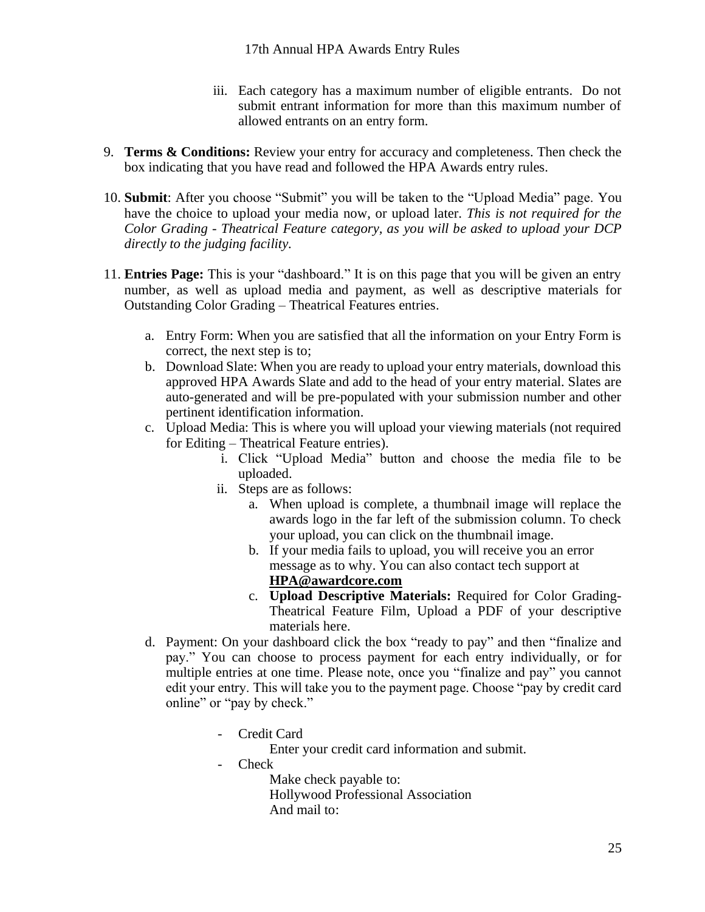iii. Each category has a maximum number of eligible entrants. Do not submit entrant information for more than this maximum number of allowed entrants on an entry form.

9. **Terms & Conditions:** Review your entry for accuracy and completeness. Then check the box indicating that you have read and followed the HPA Awards entry rules.

10. **Submit**: After you choose "Submit" you will be taken to the "Upload Media" page. You have the choice to upload your media now, or upload later. *This is not required for the Color Grading - Theatrical Feature category, as you will be asked to upload your DCP directly to the judging facility.*

11. **Entries Page:** This is your "dashboard." It is on this page that you will be given an entry number, as well as upload media and payment, as well as descriptive materials for Outstanding Color Grading – Theatrical Features entries.

    a. Entry Form: When you are satisfied that all the information on your Entry Form is correct, the next step is to;

    b. Download Slate: When you are ready to upload your entry materials, download this approved HPA Awards Slate and add to the head of your entry material. Slates are auto-generated and will be pre-populated with your submission number and other pertinent identification information.

    c. Upload Media: This is where you will upload your viewing materials (not required for Editing – Theatrical Feature entries).

        i. Click "Upload Media" button and choose the media file to be uploaded.

        ii. Steps are as follows:

            a. When upload is complete, a thumbnail image will replace the awards logo in the far left of the submission column. To check your upload, you can click on the thumbnail image.

            b. If your media fails to upload, you will receive you an error message as to why. You can also contact tech support at **HPA@awardcore.com**

            c. **Upload Descriptive Materials:** Required for Color Grading-Theatrical Feature Film, Upload a PDF of your descriptive materials here.

    d. Payment: On your dashboard click the box "ready to pay" and then "finalize and pay." You can choose to process payment for each entry individually, or for multiple entries at one time. Please note, once you "finalize and pay" you cannot edit your entry. This will take you to the payment page. Choose "pay by credit card online" or "pay by check."

        - Credit Card

          Enter your credit card information and submit.

        - Check

          Make check payable to:
          Hollywood Professional Association
          And mail to: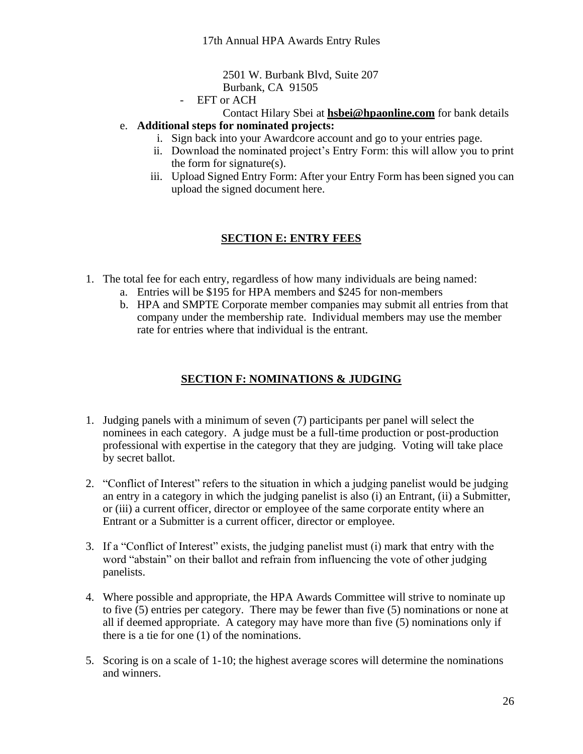2501 W. Burbank Blvd, Suite 207
Burbank, CA 91505

- EFT or ACH
  Contact Hilary Sbei at **hsbei@hpaonline.com** for bank details

e. **Additional steps for nominated projects:**
   i. Sign back into your Awardcore account and go to your entries page.
   ii. Download the nominated project's Entry Form: this will allow you to print the form for signature(s).
   iii. Upload Signed Entry Form: After your Entry Form has been signed you can upload the signed document here.

## SECTION E: ENTRY FEES

1. The total fee for each entry, regardless of how many individuals are being named:
   a. Entries will be $195 for HPA members and $245 for non-members
   b. HPA and SMPTE Corporate member companies may submit all entries from that company under the membership rate. Individual members may use the member rate for entries where that individual is the entrant.

## SECTION F: NOMINATIONS & JUDGING

1. Judging panels with a minimum of seven (7) participants per panel will select the nominees in each category. A judge must be a full-time production or post-production professional with expertise in the category that they are judging. Voting will take place by secret ballot.

2. "Conflict of Interest" refers to the situation in which a judging panelist would be judging an entry in a category in which the judging panelist is also (i) an Entrant, (ii) a Submitter, or (iii) a current officer, director or employee of the same corporate entity where an Entrant or a Submitter is a current officer, director or employee.

3. If a "Conflict of Interest" exists, the judging panelist must (i) mark that entry with the word "abstain" on their ballot and refrain from influencing the vote of other judging panelists.

4. Where possible and appropriate, the HPA Awards Committee will strive to nominate up to five (5) entries per category. There may be fewer than five (5) nominations or none at all if deemed appropriate. A category may have more than five (5) nominations only if there is a tie for one (1) of the nominations.

5. Scoring is on a scale of 1-10; the highest average scores will determine the nominations and winners.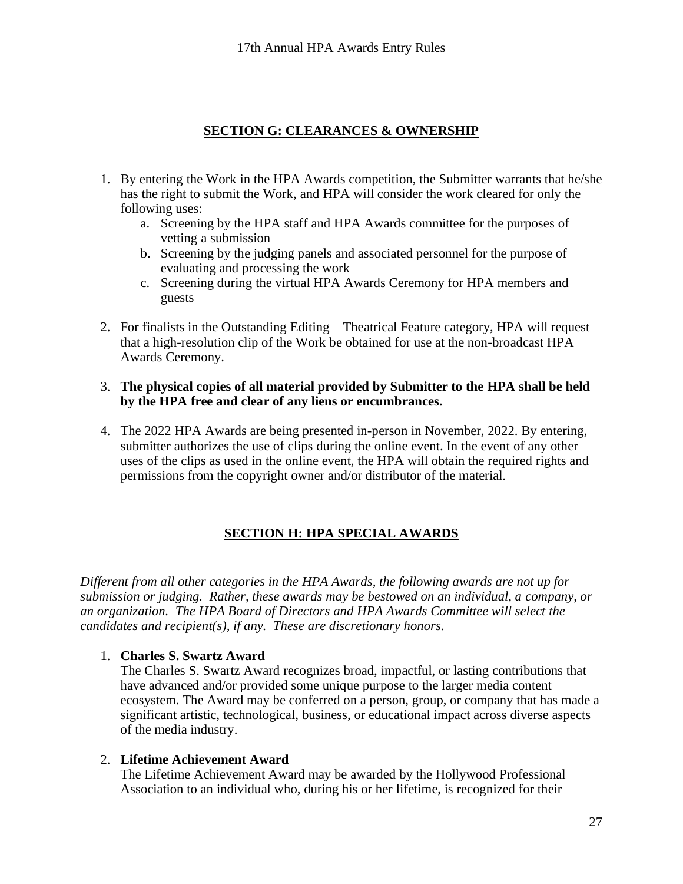## SECTION G: CLEARANCES & OWNERSHIP

1. By entering the Work in the HPA Awards competition, the Submitter warrants that he/she has the right to submit the Work, and HPA will consider the work cleared for only the following uses:
   a. Screening by the HPA staff and HPA Awards committee for the purposes of vetting a submission
   b. Screening by the judging panels and associated personnel for the purpose of evaluating and processing the work
   c. Screening during the virtual HPA Awards Ceremony for HPA members and guests

2. For finalists in the Outstanding Editing – Theatrical Feature category, HPA will request that a high-resolution clip of the Work be obtained for use at the non-broadcast HPA Awards Ceremony.

3. **The physical copies of all material provided by Submitter to the HPA shall be held by the HPA free and clear of any liens or encumbrances.**

4. The 2022 HPA Awards are being presented in-person in November, 2022. By entering, submitter authorizes the use of clips during the online event. In the event of any other uses of the clips as used in the online event, the HPA will obtain the required rights and permissions from the copyright owner and/or distributor of the material.

## SECTION H: HPA SPECIAL AWARDS

*Different from all other categories in the HPA Awards, the following awards are not up for submission or judging. Rather, these awards may be bestowed on an individual, a company, or an organization. The HPA Board of Directors and HPA Awards Committee will select the candidates and recipient(s), if any. These are discretionary honors.*

1. **Charles S. Swartz Award**
   The Charles S. Swartz Award recognizes broad, impactful, or lasting contributions that have advanced and/or provided some unique purpose to the larger media content ecosystem. The Award may be conferred on a person, group, or company that has made a significant artistic, technological, business, or educational impact across diverse aspects of the media industry.

2. **Lifetime Achievement Award**
   The Lifetime Achievement Award may be awarded by the Hollywood Professional Association to an individual who, during his or her lifetime, is recognized for their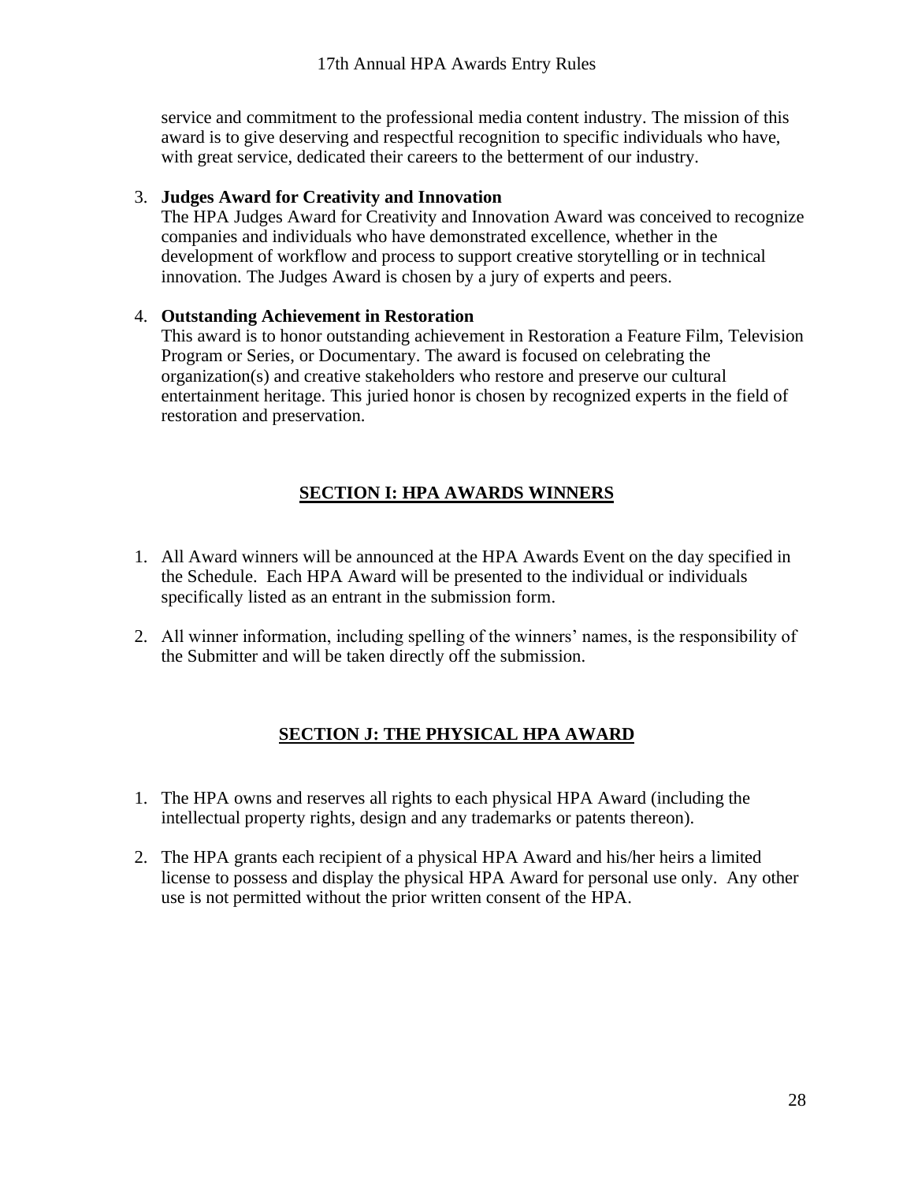service and commitment to the professional media content industry. The mission of this award is to give deserving and respectful recognition to specific individuals who have, with great service, dedicated their careers to the betterment of our industry.

3. **Judges Award for Creativity and Innovation**
   The HPA Judges Award for Creativity and Innovation Award was conceived to recognize companies and individuals who have demonstrated excellence, whether in the development of workflow and process to support creative storytelling or in technical innovation. The Judges Award is chosen by a jury of experts and peers.

4. **Outstanding Achievement in Restoration**
   This award is to honor outstanding achievement in Restoration a Feature Film, Television Program or Series, or Documentary. The award is focused on celebrating the organization(s) and creative stakeholders who restore and preserve our cultural entertainment heritage. This juried honor is chosen by recognized experts in the field of restoration and preservation.

## SECTION I: HPA AWARDS WINNERS

1. All Award winners will be announced at the HPA Awards Event on the day specified in the Schedule. Each HPA Award will be presented to the individual or individuals specifically listed as an entrant in the submission form.

2. All winner information, including spelling of the winners' names, is the responsibility of the Submitter and will be taken directly off the submission.

## SECTION J: THE PHYSICAL HPA AWARD

1. The HPA owns and reserves all rights to each physical HPA Award (including the intellectual property rights, design and any trademarks or patents thereon).

2. The HPA grants each recipient of a physical HPA Award and his/her heirs a limited license to possess and display the physical HPA Award for personal use only. Any other use is not permitted without the prior written consent of the HPA.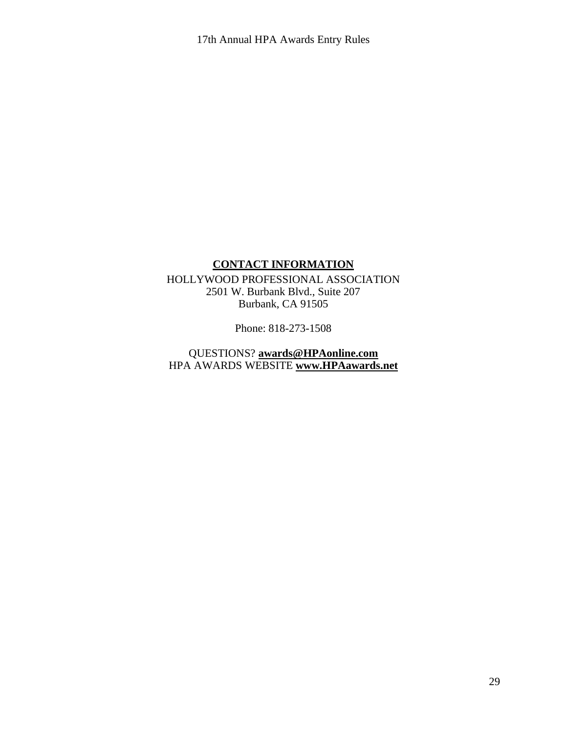## CONTACT INFORMATION

HOLLYWOOD PROFESSIONAL ASSOCIATION
2501 W. Burbank Blvd., Suite 207
Burbank, CA 91505

Phone: 818-273-1508

QUESTIONS? **awards@HPAonline.com**
HPA AWARDS WEBSITE **www.HPAawards.net**